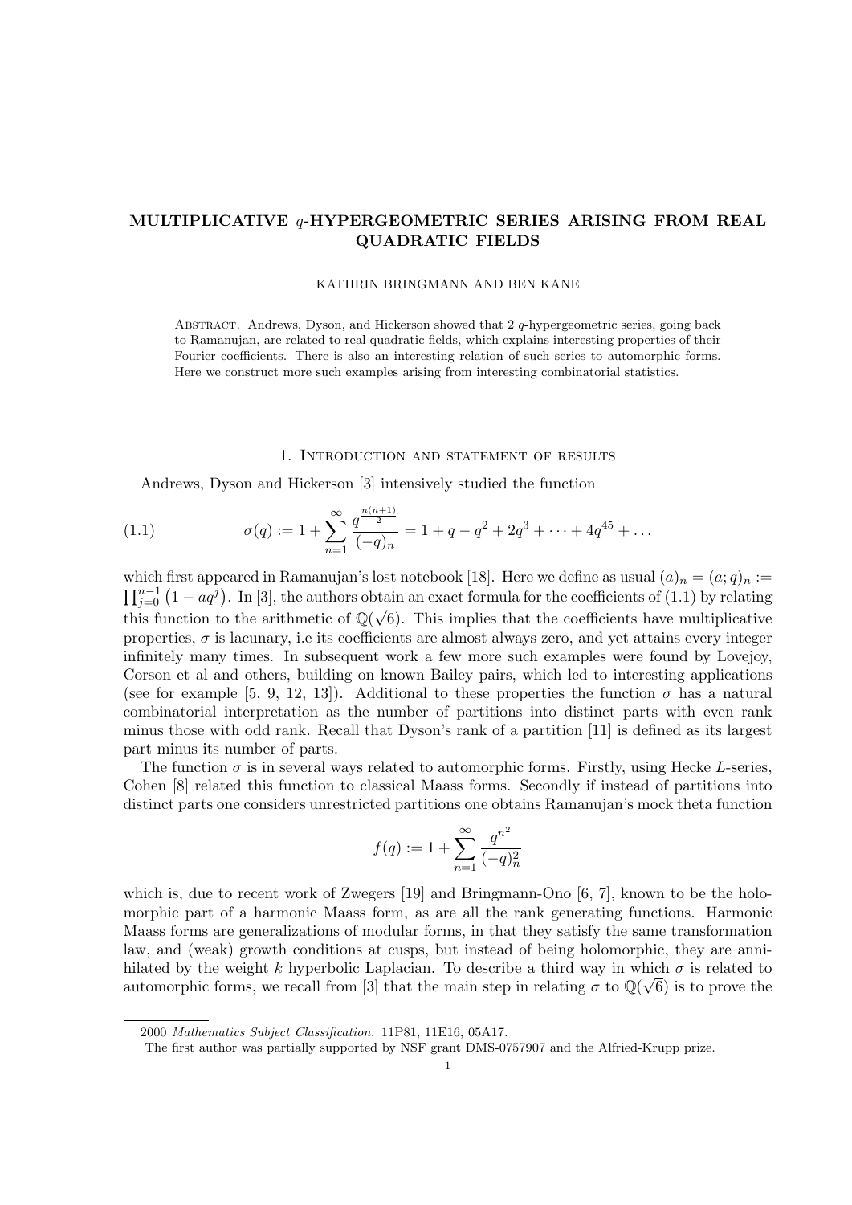# MULTIPLICATIVE $q$-HYPERGEOMETRIC SERIES ARISING FROM REAL QUADRATIC FIELDS

KATHRIN BRINGMANN AND BEN KANE

Abstract. Andrews, Dyson, and Hickerson showed that 2 $q$-hypergeometric series, going back to Ramanujan, are related to real quadratic fields, which explains interesting properties of their Fourier coefficients. There is also an interesting relation of such series to automorphic forms. Here we construct more such examples arising from interesting combinatorial statistics.

## 1. Introduction and statement of results

Andrews, Dyson and Hickerson [3] intensively studied the function

$$\sigma(q) := 1 + \sum_{n=1}^{\infty} \frac{q^{\frac{n(n+1)}{2}}}{(-q)_n} = 1 + q - q^2 + 2q^3 + \cdots + 4q^{45} + \ldots \tag{1.1}$$

which first appeared in Ramanujan's lost notebook [18]. Here we define as usual $(a)_n = (a;q)_n := \prod_{j=0}^{n-1}\left(1 - aq^j\right)$. In [3], the authors obtain an exact formula for the coefficients of (1.1) by relating this function to the arithmetic of $\mathbb{Q}(\sqrt{6})$. This implies that the coefficients have multiplicative properties, $\sigma$ is lacunary, i.e its coefficients are almost always zero, and yet attains every integer infinitely many times. In subsequent work a few more such examples were found by Lovejoy, Corson et al and others, building on known Bailey pairs, which led to interesting applications (see for example [5, 9, 12, 13]). Additional to these properties the function $\sigma$ has a natural combinatorial interpretation as the number of partitions into distinct parts with even rank minus those with odd rank. Recall that Dyson's rank of a partition [11] is defined as its largest part minus its number of parts.

The function $\sigma$ is in several ways related to automorphic forms. Firstly, using Hecke $L$-series, Cohen [8] related this function to classical Maass forms. Secondly if instead of partitions into distinct parts one considers unrestricted partitions one obtains Ramanujan's mock theta function

$$f(q) := 1 + \sum_{n=1}^{\infty} \frac{q^{n^2}}{(-q)_n^2}$$

which is, due to recent work of Zwegers [19] and Bringmann-Ono [6, 7], known to be the holomorphic part of a harmonic Maass form, as are all the rank generating functions. Harmonic Maass forms are generalizations of modular forms, in that they satisfy the same transformation law, and (weak) growth conditions at cusps, but instead of being holomorphic, they are annihilated by the weight $k$ hyperbolic Laplacian. To describe a third way in which $\sigma$ is related to automorphic forms, we recall from [3] that the main step in relating $\sigma$ to $\mathbb{Q}(\sqrt{6})$ is to prove the

2000 *Mathematics Subject Classification.* 11P81, 11E16, 05A17.

The first author was partially supported by NSF grant DMS-0757907 and the Alfried-Krupp prize.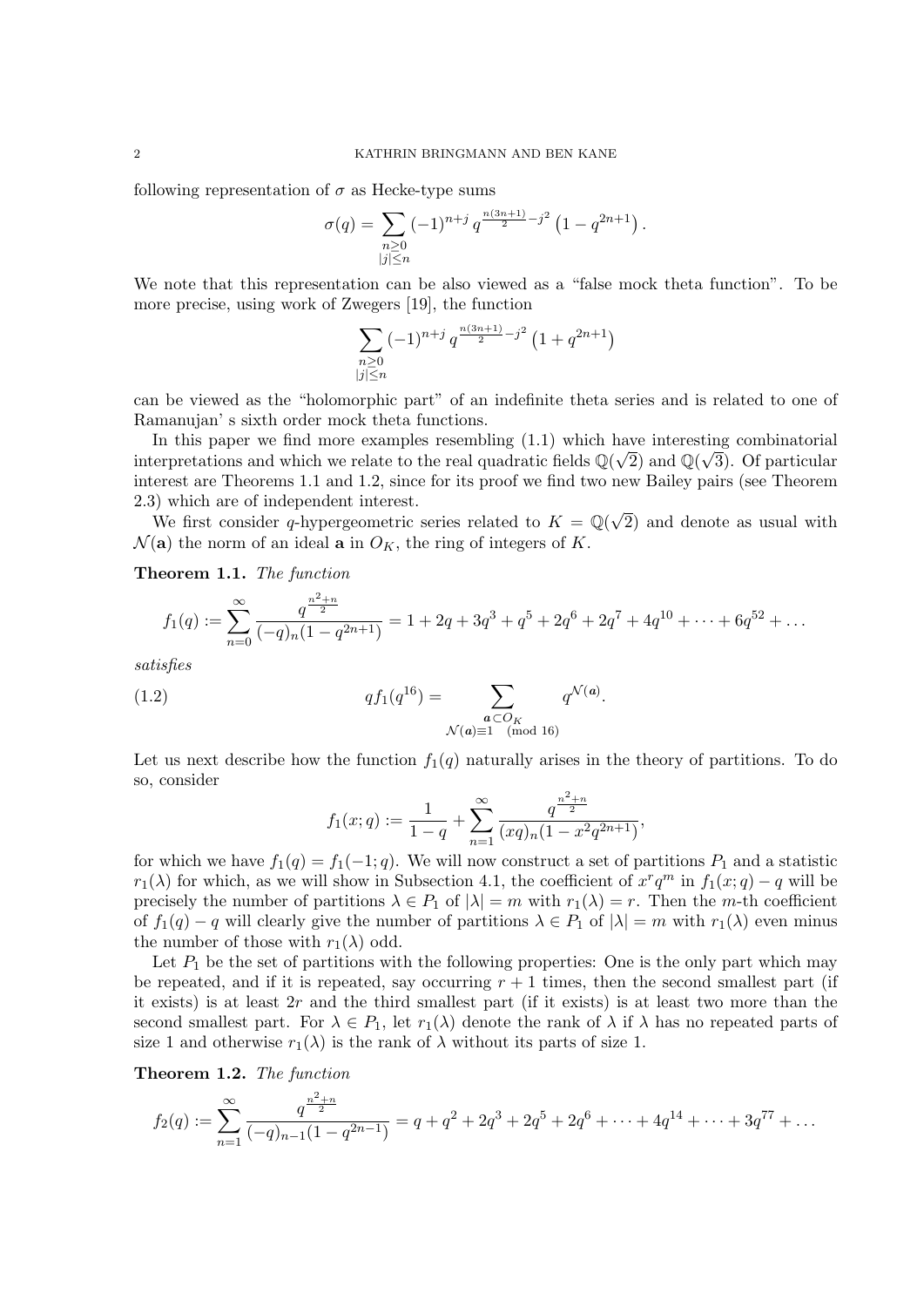following representation of $\sigma$ as Hecke-type sums

$$\sigma(q) = \sum_{\substack{n\geq 0\\ |j|\leq n}} (-1)^{n+j}\, q^{\frac{n(3n+1)}{2}-j^2}\left(1-q^{2n+1}\right).$$

We note that this representation can be also viewed as a "false mock theta function". To be more precise, using work of Zwegers [19], the function

$$\sum_{\substack{n\geq 0\\ |j|\leq n}} (-1)^{n+j}\, q^{\frac{n(3n+1)}{2}-j^2}\left(1+q^{2n+1}\right)$$

can be viewed as the "holomorphic part" of an indefinite theta series and is related to one of Ramanujan' s sixth order mock theta functions.

In this paper we find more examples resembling (1.1) which have interesting combinatorial interpretations and which we relate to the real quadratic fields $\mathbb{Q}(\sqrt{2})$ and $\mathbb{Q}(\sqrt{3})$. Of particular interest are Theorems 1.1 and 1.2, since for its proof we find two new Bailey pairs (see Theorem 2.3) which are of independent interest.

We first consider $q$-hypergeometric series related to $K = \mathbb{Q}(\sqrt{2})$ and denote as usual with $\mathcal{N}(\mathbf{a})$ the norm of an ideal $\mathbf{a}$ in $O_K$, the ring of integers of $K$.

**Theorem 1.1.** *The function*

$$f_1(q) := \sum_{n=0}^{\infty} \frac{q^{\frac{n^2+n}{2}}}{(-q)_n\left(1-q^{2n+1}\right)} = 1 + 2q + 3q^3 + q^5 + 2q^6 + 2q^7 + 4q^{10} + \cdots + 6q^{52} + \ldots$$

*satisfies*

$$qf_1(q^{16}) = \sum_{\substack{\boldsymbol{a}\subset O_K\\ \mathcal{N}(\boldsymbol{a})\equiv 1 \pmod{16}}} q^{\mathcal{N}(\boldsymbol{a})}. \tag{1.2}$$

Let us next describe how the function $f_1(q)$ naturally arises in the theory of partitions. To do so, consider

$$f_1(x;q) := \frac{1}{1-q} + \sum_{n=1}^{\infty} \frac{q^{\frac{n^2+n}{2}}}{(xq)_n\left(1-x^2q^{2n+1}\right)},$$

for which we have $f_1(q) = f_1(-1;q)$. We will now construct a set of partitions $P_1$ and a statistic $r_1(\lambda)$ for which, as we will show in Subsection 4.1, the coefficient of $x^rq^m$ in $f_1(x;q) - q$ will be precisely the number of partitions $\lambda \in P_1$ of $|\lambda| = m$ with $r_1(\lambda) = r$. Then the $m$-th coefficient of $f_1(q) - q$ will clearly give the number of partitions $\lambda \in P_1$ of $|\lambda| = m$ with $r_1(\lambda)$ even minus the number of those with $r_1(\lambda)$ odd.

Let $P_1$ be the set of partitions with the following properties: One is the only part which may be repeated, and if it is repeated, say occurring $r+1$ times, then the second smallest part (if it exists) is at least $2r$ and the third smallest part (if it exists) is at least two more than the second smallest part. For $\lambda \in P_1$, let $r_1(\lambda)$ denote the rank of $\lambda$ if $\lambda$ has no repeated parts of size 1 and otherwise $r_1(\lambda)$ is the rank of $\lambda$ without its parts of size 1.

**Theorem 1.2.** *The function*

$$f_2(q) := \sum_{n=1}^{\infty} \frac{q^{\frac{n^2+n}{2}}}{(-q)_{n-1}\left(1-q^{2n-1}\right)} = q + q^2 + 2q^3 + 2q^5 + 2q^6 + \cdots + 4q^{14} + \cdots + 3q^{77} + \ldots$$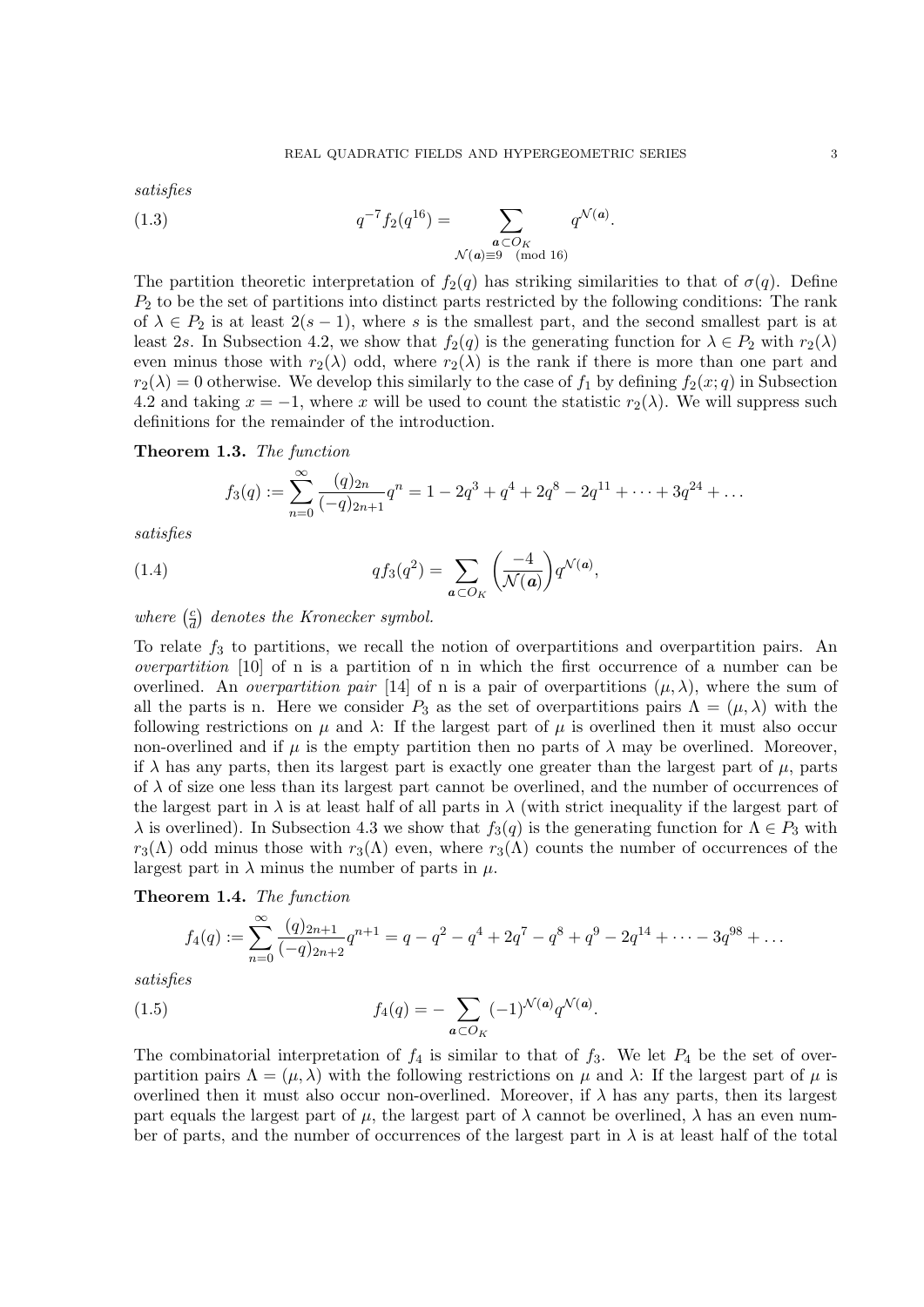*satisfies*

$$q^{-7} f_2(q^{16}) = \sum_{\substack{\mathfrak{a} \subset O_K \\ \mathcal{N}(\mathfrak{a}) \equiv 9 \pmod{16}}} q^{\mathcal{N}(\mathfrak{a})}. \tag{1.3}$$

The partition theoretic interpretation of $f_2(q)$ has striking similarities to that of $\sigma(q)$. Define $P_2$ to be the set of partitions into distinct parts restricted by the following conditions: The rank of $\lambda \in P_2$ is at least $2(s-1)$, where $s$ is the smallest part, and the second smallest part is at least $2s$. In Subsection 4.2, we show that $f_2(q)$ is the generating function for $\lambda \in P_2$ with $r_2(\lambda)$ even minus those with $r_2(\lambda)$ odd, where $r_2(\lambda)$ is the rank if there is more than one part and $r_2(\lambda) = 0$ otherwise. We develop this similarly to the case of $f_1$ by defining $f_2(x;q)$ in Subsection 4.2 and taking $x = -1$, where $x$ will be used to count the statistic $r_2(\lambda)$. We will suppress such definitions for the remainder of the introduction.

**Theorem 1.3.** *The function*

$$f_3(q) := \sum_{n=0}^{\infty} \frac{(q)_{2n}}{(-q)_{2n+1}} q^n = 1 - 2q^3 + q^4 + 2q^8 - 2q^{11} + \cdots + 3q^{24} + \ldots$$

*satisfies*

$$q f_3(q^2) = \sum_{\mathfrak{a} \subset O_K} \left( \frac{-4}{\mathcal{N}(\mathfrak{a})} \right) q^{\mathcal{N}(\mathfrak{a})}, \tag{1.4}$$

*where* $\left(\frac{c}{d}\right)$ *denotes the Kronecker symbol.*

To relate $f_3$ to partitions, we recall the notion of overpartitions and overpartition pairs. An *overpartition* [10] of n is a partition of n in which the first occurrence of a number can be overlined. An *overpartition pair* [14] of n is a pair of overpartitions $(\mu, \lambda)$, where the sum of all the parts is n. Here we consider $P_3$ as the set of overpartitions pairs $\Lambda = (\mu, \lambda)$ with the following restrictions on $\mu$ and $\lambda$: If the largest part of $\mu$ is overlined then it must also occur non-overlined and if $\mu$ is the empty partition then no parts of $\lambda$ may be overlined. Moreover, if $\lambda$ has any parts, then its largest part is exactly one greater than the largest part of $\mu$, parts of $\lambda$ of size one less than its largest part cannot be overlined, and the number of occurrences of the largest part in $\lambda$ is at least half of all parts in $\lambda$ (with strict inequality if the largest part of $\lambda$ is overlined). In Subsection 4.3 we show that $f_3(q)$ is the generating function for $\Lambda \in P_3$ with $r_3(\Lambda)$ odd minus those with $r_3(\Lambda)$ even, where $r_3(\Lambda)$ counts the number of occurrences of the largest part in $\lambda$ minus the number of parts in $\mu$.

**Theorem 1.4.** *The function*

$$f_4(q) := \sum_{n=0}^{\infty} \frac{(q)_{2n+1}}{(-q)_{2n+2}} q^{n+1} = q - q^2 - q^4 + 2q^7 - q^8 + q^9 - 2q^{14} + \cdots - 3q^{98} + \ldots$$

*satisfies*

$$f_4(q) = -\sum_{\mathfrak{a} \subset O_K} (-1)^{\mathcal{N}(\mathfrak{a})} q^{\mathcal{N}(\mathfrak{a})}. \tag{1.5}$$

The combinatorial interpretation of $f_4$ is similar to that of $f_3$. We let $P_4$ be the set of overpartition pairs $\Lambda = (\mu, \lambda)$ with the following restrictions on $\mu$ and $\lambda$: If the largest part of $\mu$ is overlined then it must also occur non-overlined. Moreover, if $\lambda$ has any parts, then its largest part equals the largest part of $\mu$, the largest part of $\lambda$ cannot be overlined, $\lambda$ has an even number of parts, and the number of occurrences of the largest part in $\lambda$ is at least half of the total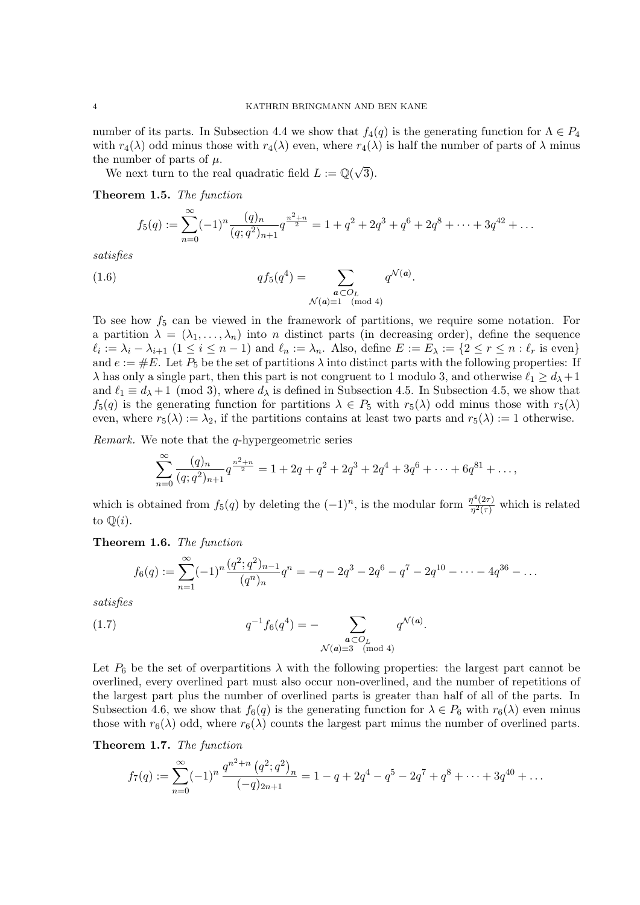number of its parts. In Subsection 4.4 we show that $f_4(q)$ is the generating function for $\Lambda \in P_4$ with $r_4(\lambda)$ odd minus those with $r_4(\lambda)$ even, where $r_4(\lambda)$ is half the number of parts of $\lambda$ minus the number of parts of $\mu$.

We next turn to the real quadratic field $L := \mathbb{Q}(\sqrt{3})$.

**Theorem 1.5.** *The function*

$$f_5(q) := \sum_{n=0}^{\infty} (-1)^n \frac{(q)_n}{(q;q^2)_{n+1}} q^{\frac{n^2+n}{2}} = 1 + q^2 + 2q^3 + q^6 + 2q^8 + \cdots + 3q^{42} + \ldots$$

*satisfies*

$$qf_5(q^4) = \sum_{\substack{\boldsymbol{a} \subset O_L \\ \mathcal{N}(\boldsymbol{a}) \equiv 1 \pmod 4}} q^{\mathcal{N}(\boldsymbol{a})}. \tag{1.6}$$

To see how $f_5$ can be viewed in the framework of partitions, we require some notation. For a partition $\lambda = (\lambda_1, \ldots, \lambda_n)$ into $n$ distinct parts (in decreasing order), define the sequence $\ell_i := \lambda_i - \lambda_{i+1}$ $(1 \leq i \leq n-1)$ and $\ell_n := \lambda_n$. Also, define $E := E_\lambda := \{2 \leq r \leq n : \ell_r \text{ is even}\}$ and $e := \#E$. Let $P_5$ be the set of partitions $\lambda$ into distinct parts with the following properties: If $\lambda$ has only a single part, then this part is not congruent to 1 modulo 3, and otherwise $\ell_1 \geq d_\lambda + 1$ and $\ell_1 \equiv d_\lambda + 1 \pmod 3$, where $d_\lambda$ is defined in Subsection 4.5. In Subsection 4.5, we show that $f_5(q)$ is the generating function for partitions $\lambda \in P_5$ with $r_5(\lambda)$ odd minus those with $r_5(\lambda)$ even, where $r_5(\lambda) := \lambda_2$, if the partitions contains at least two parts and $r_5(\lambda) := 1$ otherwise.

*Remark.* We note that the $q$-hypergeometric series

$$\sum_{n=0}^{\infty} \frac{(q)_n}{(q;q^2)_{n+1}} q^{\frac{n^2+n}{2}} = 1 + 2q + q^2 + 2q^3 + 2q^4 + 3q^6 + \cdots + 6q^{81} + \ldots,$$

which is obtained from $f_5(q)$ by deleting the $(-1)^n$, is the modular form $\frac{\eta^4(2\tau)}{\eta^2(\tau)}$ which is related to $\mathbb{Q}(i)$.

**Theorem 1.6.** *The function*

$$f_6(q) := \sum_{n=1}^{\infty} (-1)^n \frac{(q^2;q^2)_{n-1}}{(q^n)_n} q^n = -q - 2q^3 - 2q^6 - q^7 - 2q^{10} - \cdots - 4q^{36} - \ldots$$

*satisfies*

$$q^{-1} f_6(q^4) = - \sum_{\substack{\boldsymbol{a} \subset O_L \\ \mathcal{N}(\boldsymbol{a}) \equiv 3 \pmod 4}} q^{\mathcal{N}(\boldsymbol{a})}. \tag{1.7}$$

Let $P_6$ be the set of overpartitions $\lambda$ with the following properties: the largest part cannot be overlined, every overlined part must also occur non-overlined, and the number of repetitions of the largest part plus the number of overlined parts is greater than half of all of the parts. In Subsection 4.6, we show that $f_6(q)$ is the generating function for $\lambda \in P_6$ with $r_6(\lambda)$ even minus those with $r_6(\lambda)$ odd, where $r_6(\lambda)$ counts the largest part minus the number of overlined parts.

**Theorem 1.7.** *The function*

$$f_7(q) := \sum_{n=0}^{\infty} (-1)^n \frac{q^{n^2+n} \left(q^2;q^2\right)_n}{(-q)_{2n+1}} = 1 - q + 2q^4 - q^5 - 2q^7 + q^8 + \cdots + 3q^{40} + \ldots$$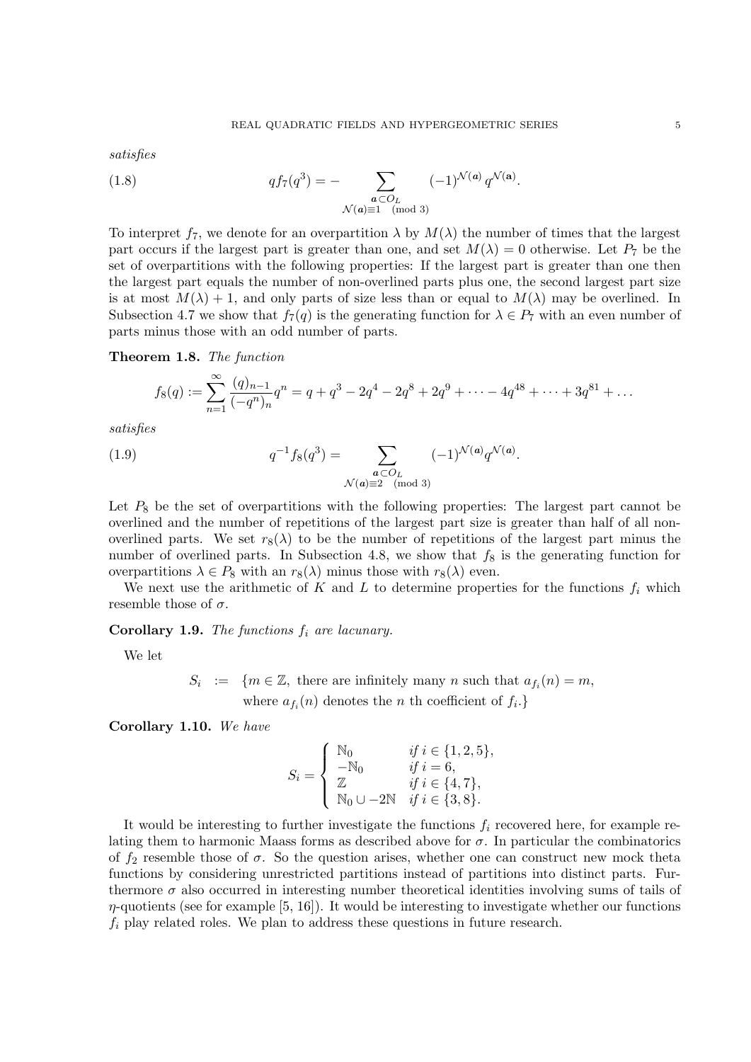*satisfies*

$$qf_7(q^3) = -\sum_{\substack{\boldsymbol{a}\subset O_L \\ \mathcal{N}(\boldsymbol{a})\equiv 1 \pmod 3}} (-1)^{\mathcal{N}(\boldsymbol{a})}\, q^{\mathcal{N}(\mathbf{a})}. \tag{1.8}$$

To interpret $f_7$, we denote for an overpartition $\lambda$ by $M(\lambda)$ the number of times that the largest part occurs if the largest part is greater than one, and set $M(\lambda) = 0$ otherwise. Let $P_7$ be the set of overpartitions with the following properties: If the largest part is greater than one then the largest part equals the number of non-overlined parts plus one, the second largest part size is at most $M(\lambda) + 1$, and only parts of size less than or equal to $M(\lambda)$ may be overlined. In Subsection 4.7 we show that $f_7(q)$ is the generating function for $\lambda \in P_7$ with an even number of parts minus those with an odd number of parts.

**Theorem 1.8.** *The function*

$$f_8(q) := \sum_{n=1}^{\infty} \frac{(q)_{n-1}}{(-q^n)_n} q^n = q + q^3 - 2q^4 - 2q^8 + 2q^9 + \cdots - 4q^{48} + \cdots + 3q^{81} + \ldots$$

*satisfies*

$$q^{-1}f_8(q^3) = \sum_{\substack{\boldsymbol{a}\subset O_L \\ \mathcal{N}(\boldsymbol{a})\equiv 2 \pmod 3}} (-1)^{\mathcal{N}(\boldsymbol{a})} q^{\mathcal{N}(\boldsymbol{a})}. \tag{1.9}$$

Let $P_8$ be the set of overpartitions with the following properties: The largest part cannot be overlined and the number of repetitions of the largest part size is greater than half of all non-overlined parts. We set $r_8(\lambda)$ to be the number of repetitions of the largest part minus the number of overlined parts. In Subsection 4.8, we show that $f_8$ is the generating function for overpartitions $\lambda \in P_8$ with an $r_8(\lambda)$ minus those with $r_8(\lambda)$ even.

We next use the arithmetic of $K$ and $L$ to determine properties for the functions $f_i$ which resemble those of $\sigma$.

**Corollary 1.9.** *The functions $f_i$ are lacunary.*

We let

$$S_i \;:=\; \{m \in \mathbb{Z}, \text{ there are infinitely many } n \text{ such that } a_{f_i}(n) = m, \text{ where } a_{f_i}(n) \text{ denotes the } n \text{ th coefficient of } f_i.\}$$

**Corollary 1.10.** *We have*

$$S_i = \begin{cases} \mathbb{N}_0 & \text{if } i \in \{1, 2, 5\}, \\ -\mathbb{N}_0 & \text{if } i = 6, \\ \mathbb{Z} & \text{if } i \in \{4, 7\}, \\ \mathbb{N}_0 \cup -2\mathbb{N} & \text{if } i \in \{3, 8\}. \end{cases}$$

It would be interesting to further investigate the functions $f_i$ recovered here, for example relating them to harmonic Maass forms as described above for $\sigma$. In particular the combinatorics of $f_2$ resemble those of $\sigma$. So the question arises, whether one can construct new mock theta functions by considering unrestricted partitions instead of partitions into distinct parts. Furthermore $\sigma$ also occurred in interesting number theoretical identities involving sums of tails of $\eta$-quotients (see for example [5, 16]). It would be interesting to investigate whether our functions $f_i$ play related roles. We plan to address these questions in future research.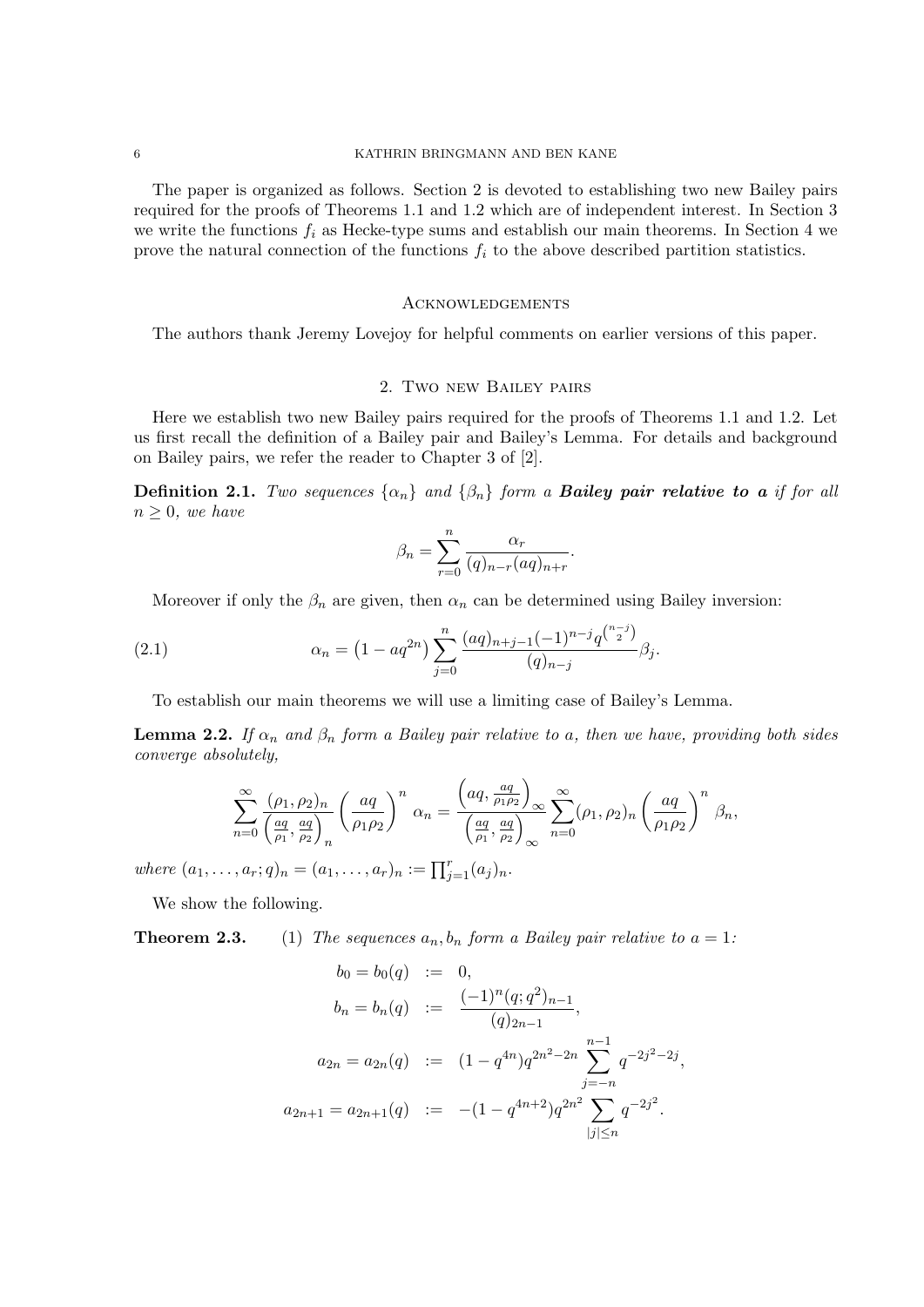The paper is organized as follows. Section 2 is devoted to establishing two new Bailey pairs required for the proofs of Theorems 1.1 and 1.2 which are of independent interest. In Section 3 we write the functions $f_i$ as Hecke-type sums and establish our main theorems. In Section 4 we prove the natural connection of the functions $f_i$ to the above described partition statistics.

## Acknowledgements

The authors thank Jeremy Lovejoy for helpful comments on earlier versions of this paper.

## 2. Two new Bailey pairs

Here we establish two new Bailey pairs required for the proofs of Theorems 1.1 and 1.2. Let us first recall the definition of a Bailey pair and Bailey's Lemma. For details and background on Bailey pairs, we refer the reader to Chapter 3 of [2].

**Definition 2.1.** *Two sequences $\{\alpha_n\}$ and $\{\beta_n\}$ form a* ***Bailey pair relative to a*** *if for all $n \geq 0$, we have*

$$\beta_n = \sum_{r=0}^{n} \frac{\alpha_r}{(q)_{n-r}(aq)_{n+r}}.$$

Moreover if only the $\beta_n$ are given, then $\alpha_n$ can be determined using Bailey inversion:

$$\alpha_n = \left(1 - aq^{2n}\right) \sum_{j=0}^{n} \frac{(aq)_{n+j-1}(-1)^{n-j} q^{\binom{n-j}{2}}}{(q)_{n-j}} \beta_j. \tag{2.1}$$

To establish our main theorems we will use a limiting case of Bailey's Lemma.

**Lemma 2.2.** *If $\alpha_n$ and $\beta_n$ form a Bailey pair relative to $a$, then we have, providing both sides converge absolutely,*

$$\sum_{n=0}^{\infty} \frac{(\rho_1, \rho_2)_n}{\left(\frac{aq}{\rho_1}, \frac{aq}{\rho_2}\right)_n} \left(\frac{aq}{\rho_1 \rho_2}\right)^n \alpha_n = \frac{\left(aq, \frac{aq}{\rho_1 \rho_2}\right)_\infty}{\left(\frac{aq}{\rho_1}, \frac{aq}{\rho_2}\right)_\infty} \sum_{n=0}^{\infty} (\rho_1, \rho_2)_n \left(\frac{aq}{\rho_1 \rho_2}\right)^n \beta_n,$$

*where $(a_1, \ldots, a_r; q)_n = (a_1, \ldots, a_r)_n := \prod_{j=1}^{r} (a_j)_n$.*

We show the following.

**Theorem 2.3.** (1) *The sequences $a_n, b_n$ form a Bailey pair relative to $a = 1$:*

$$\begin{aligned}
b_0 = b_0(q) &:= 0, \\
b_n = b_n(q) &:= \frac{(-1)^n (q; q^2)_{n-1}}{(q)_{2n-1}}, \\
a_{2n} = a_{2n}(q) &:= (1 - q^{4n}) q^{2n^2 - 2n} \sum_{j=-n}^{n-1} q^{-2j^2 - 2j}, \\
a_{2n+1} = a_{2n+1}(q) &:= -(1 - q^{4n+2}) q^{2n^2} \sum_{|j| \leq n} q^{-2j^2}.
\end{aligned}$$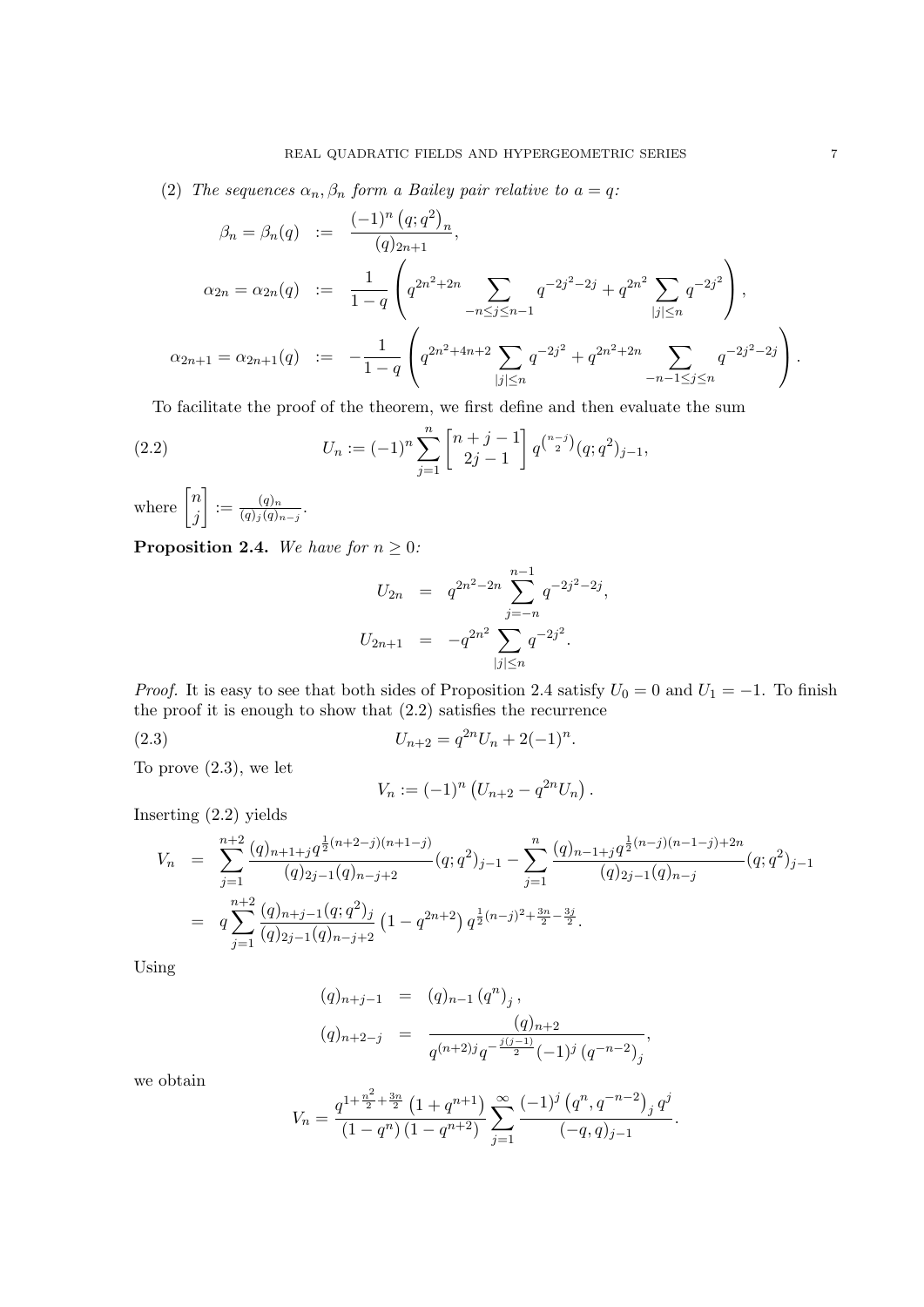(2) *The sequences $\alpha_n, \beta_n$ form a Bailey pair relative to $a = q$:*

$$
\begin{aligned}
\beta_n = \beta_n(q) &:= \frac{(-1)^n \left(q; q^2\right)_n}{(q)_{2n+1}}, \\
\alpha_{2n} = \alpha_{2n}(q) &:= \frac{1}{1-q} \left( q^{2n^2+2n} \sum_{-n \leq j \leq n-1} q^{-2j^2-2j} + q^{2n^2} \sum_{|j| \leq n} q^{-2j^2} \right), \\
\alpha_{2n+1} = \alpha_{2n+1}(q) &:= -\frac{1}{1-q} \left( q^{2n^2+4n+2} \sum_{|j| \leq n} q^{-2j^2} + q^{2n^2+2n} \sum_{-n-1 \leq j \leq n} q^{-2j^2-2j} \right).
\end{aligned}
$$

To facilitate the proof of the theorem, we first define and then evaluate the sum

$$
U_n := (-1)^n \sum_{j=1}^{n} \begin{bmatrix} n+j-1 \\ 2j-1 \end{bmatrix} q^{\binom{n-j}{2}} (q; q^2)_{j-1}, \tag{2.2}
$$

where $\begin{bmatrix} n \\ j \end{bmatrix} := \frac{(q)_n}{(q)_j (q)_{n-j}}$.

**Proposition 2.4.** *We have for $n \geq 0$:*

$$
\begin{aligned}
U_{2n} &= q^{2n^2-2n} \sum_{j=-n}^{n-1} q^{-2j^2-2j}, \\
U_{2n+1} &= -q^{2n^2} \sum_{|j| \leq n} q^{-2j^2}.
\end{aligned}
$$

*Proof.* It is easy to see that both sides of Proposition 2.4 satisfy $U_0 = 0$ and $U_1 = -1$. To finish the proof it is enough to show that (2.2) satisfies the recurrence

$$
U_{n+2} = q^{2n} U_n + 2(-1)^n. \tag{2.3}
$$

To prove (2.3), we let

$$
V_n := (-1)^n \left( U_{n+2} - q^{2n} U_n \right).
$$

Inserting (2.2) yields

$$
\begin{aligned}
V_n &= \sum_{j=1}^{n+2} \frac{(q)_{n+1+j} q^{\frac{1}{2}(n+2-j)(n+1-j)}}{(q)_{2j-1} (q)_{n-j+2}} (q; q^2)_{j-1} - \sum_{j=1}^{n} \frac{(q)_{n-1+j} q^{\frac{1}{2}(n-j)(n-1-j)+2n}}{(q)_{2j-1} (q)_{n-j}} (q; q^2)_{j-1} \\
&= q \sum_{j=1}^{n+2} \frac{(q)_{n+j-1} (q; q^2)_j}{(q)_{2j-1} (q)_{n-j+2}} \left(1 - q^{2n+2}\right) q^{\frac{1}{2}(n-j)^2 + \frac{3n}{2} - \frac{3j}{2}}.
\end{aligned}
$$

Using

$$
\begin{aligned}
(q)_{n+j-1} &= (q)_{n-1} \left(q^n\right)_j, \\
(q)_{n+2-j} &= \frac{(q)_{n+2}}{q^{(n+2)j} q^{-\frac{j(j-1)}{2}} (-1)^j \left(q^{-n-2}\right)_j},
\end{aligned}
$$

we obtain

$$
V_n = \frac{q^{1+\frac{n^2}{2}+\frac{3n}{2}} \left(1 + q^{n+1}\right)}{\left(1 - q^n\right) \left(1 - q^{n+2}\right)} \sum_{j=1}^{\infty} \frac{(-1)^j \left(q^n, q^{-n-2}\right)_j q^j}{(-q, q)_{j-1}}.
$$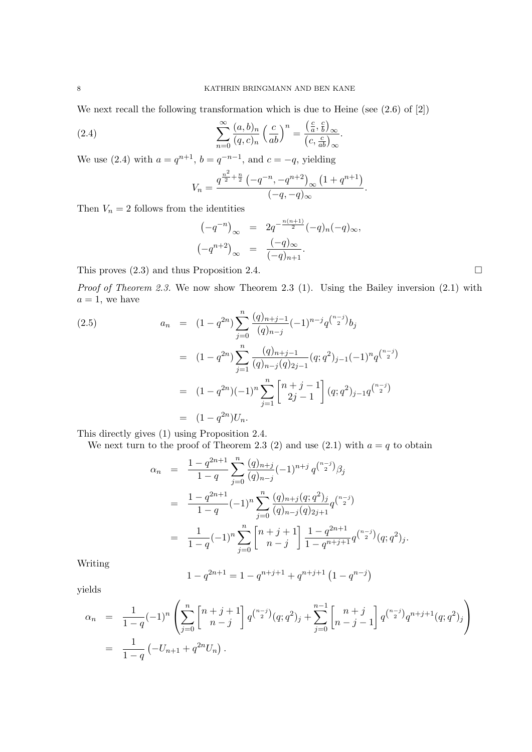We next recall the following transformation which is due to Heine (see (2.6) of [2])

$$\sum_{n=0}^{\infty} \frac{(a,b)_n}{(q,c)_n} \left(\frac{c}{ab}\right)^n = \frac{\left(\frac{c}{a}, \frac{c}{b}\right)_\infty}{\left(c, \frac{c}{ab}\right)_\infty}. \tag{2.4}$$

We use (2.4) with $a = q^{n+1}$, $b = q^{-n-1}$, and $c = -q$, yielding

$$V_n = \frac{q^{\frac{n^2}{2}+\frac{n}{2}} \left(-q^{-n}, -q^{n+2}\right)_\infty \left(1+q^{n+1}\right)}{(-q,-q)_\infty}.$$

Then $V_n = 2$ follows from the identities

$$\begin{aligned}
\left(-q^{-n}\right)_\infty &= 2q^{-\frac{n(n+1)}{2}}(-q)_n(-q)_\infty, \\
\left(-q^{n+2}\right)_\infty &= \frac{(-q)_\infty}{(-q)_{n+1}}.
\end{aligned}$$

This proves (2.3) and thus Proposition 2.4. $\square$

*Proof of Theorem 2.3.* We now show Theorem 2.3 (1). Using the Bailey inversion (2.1) with $a = 1$, we have

$$\begin{aligned}
a_n &= (1-q^{2n}) \sum_{j=0}^{n} \frac{(q)_{n+j-1}}{(q)_{n-j}} (-1)^{n-j} q^{\binom{n-j}{2}} b_j \\
&= (1-q^{2n}) \sum_{j=1}^{n} \frac{(q)_{n+j-1}}{(q)_{n-j}(q)_{2j-1}} (q;q^2)_{j-1} (-1)^n q^{\binom{n-j}{2}} \\
&= (1-q^{2n})(-1)^n \sum_{j=1}^{n} \begin{bmatrix} n+j-1 \\ 2j-1 \end{bmatrix} (q;q^2)_{j-1} q^{\binom{n-j}{2}} \\
&= (1-q^{2n}) U_n.
\end{aligned} \tag{2.5}$$

This directly gives (1) using Proposition 2.4.

We next turn to the proof of Theorem 2.3 (2) and use (2.1) with $a = q$ to obtain

$$\begin{aligned}
\alpha_n &= \frac{1-q^{2n+1}}{1-q} \sum_{j=0}^{n} \frac{(q)_{n+j}}{(q)_{n-j}} (-1)^{n+j} q^{\binom{n-j}{2}} \beta_j \\
&= \frac{1-q^{2n+1}}{1-q} (-1)^n \sum_{j=0}^{n} \frac{(q)_{n+j}(q;q^2)_j}{(q)_{n-j}(q)_{2j+1}} q^{\binom{n-j}{2}} \\
&= \frac{1}{1-q} (-1)^n \sum_{j=0}^{n} \begin{bmatrix} n+j+1 \\ n-j \end{bmatrix} \frac{1-q^{2n+1}}{1-q^{n+j+1}} q^{\binom{n-j}{2}} (q;q^2)_j.
\end{aligned}$$

Writing

$$1-q^{2n+1} = 1-q^{n+j+1} + q^{n+j+1}\left(1-q^{n-j}\right)$$

yields

$$\begin{aligned}
\alpha_n &= \frac{1}{1-q}(-1)^n \left( \sum_{j=0}^{n} \begin{bmatrix} n+j+1 \\ n-j \end{bmatrix} q^{\binom{n-j}{2}} (q;q^2)_j + \sum_{j=0}^{n-1} \begin{bmatrix} n+j \\ n-j-1 \end{bmatrix} q^{\binom{n-j}{2}} q^{n+j+1} (q;q^2)_j \right) \\
&= \frac{1}{1-q} \left(-U_{n+1} + q^{2n} U_n\right).
\end{aligned}$$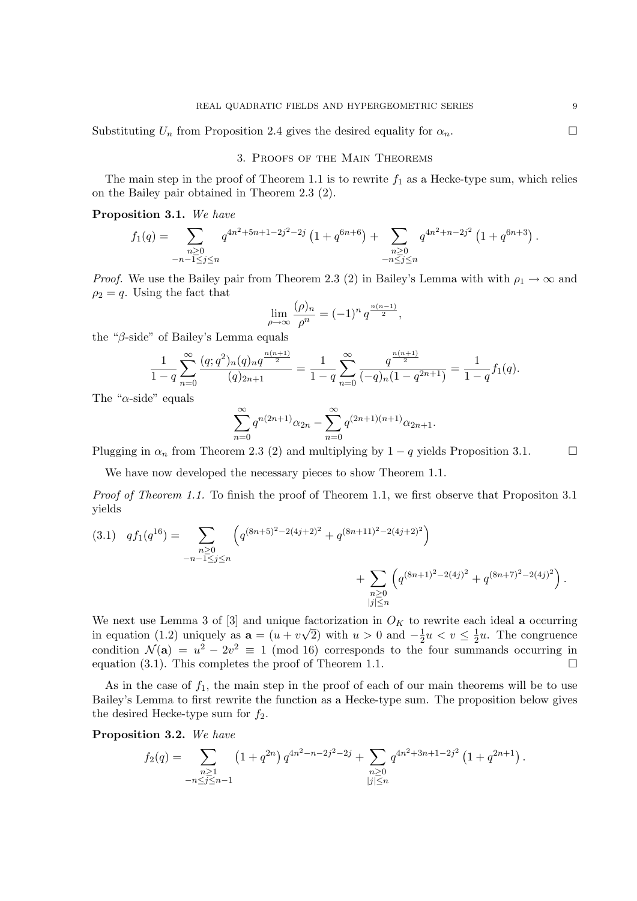Substituting $U_n$ from Proposition 2.4 gives the desired equality for $\alpha_n$. $\square$

## 3. Proofs of the Main Theorems

The main step in the proof of Theorem 1.1 is to rewrite $f_1$ as a Hecke-type sum, which relies on the Bailey pair obtained in Theorem 2.3 (2).

**Proposition 3.1.** *We have*

$$f_1(q) = \sum_{\substack{n\geq 0 \\ -n-1\leq j\leq n}} q^{4n^2+5n+1-2j^2-2j}\left(1+q^{6n+6}\right) + \sum_{\substack{n\geq 0 \\ -n\leq j\leq n}} q^{4n^2+n-2j^2}\left(1+q^{6n+3}\right).$$

*Proof.* We use the Bailey pair from Theorem 2.3 (2) in Bailey's Lemma with with $\rho_1 \to \infty$ and $\rho_2 = q$. Using the fact that

$$\lim_{\rho\to\infty} \frac{(\rho)_n}{\rho^n} = (-1)^n q^{\frac{n(n-1)}{2}},$$

the "$\beta$-side" of Bailey's Lemma equals

$$\frac{1}{1-q}\sum_{n=0}^{\infty} \frac{(q;q^2)_n(q)_n q^{\frac{n(n+1)}{2}}}{(q)_{2n+1}} = \frac{1}{1-q}\sum_{n=0}^{\infty} \frac{q^{\frac{n(n+1)}{2}}}{(-q)_n(1-q^{2n+1})} = \frac{1}{1-q}f_1(q).$$

The "$\alpha$-side" equals

$$\sum_{n=0}^{\infty} q^{n(2n+1)}\alpha_{2n} - \sum_{n=0}^{\infty} q^{(2n+1)(n+1)}\alpha_{2n+1}.$$

Plugging in $\alpha_n$ from Theorem 2.3 (2) and multiplying by $1-q$ yields Proposition 3.1. $\square$

We have now developed the necessary pieces to show Theorem 1.1.

*Proof of Theorem 1.1.* To finish the proof of Theorem 1.1, we first observe that Propositon 3.1 yields

$$qf_1(q^{16}) = \sum_{\substack{n\geq 0 \\ -n-1\leq j\leq n}} \left(q^{(8n+5)^2-2(4j+2)^2} + q^{(8n+11)^2-2(4j+2)^2}\right) + \sum_{\substack{n\geq 0 \\ |j|\leq n}} \left(q^{(8n+1)^2-2(4j)^2} + q^{(8n+7)^2-2(4j)^2}\right). \tag{3.1}$$

We next use Lemma 3 of [3] and unique factorization in $O_K$ to rewrite each ideal $\mathbf{a}$ occurring in equation (1.2) uniquely as $\mathbf{a} = (u + v\sqrt{2})$ with $u > 0$ and $-\frac{1}{2}u < v \leq \frac{1}{2}u$. The congruence condition $\mathcal{N}(\mathbf{a}) = u^2 - 2v^2 \equiv 1 \pmod{16}$ corresponds to the four summands occurring in equation (3.1). This completes the proof of Theorem 1.1. $\square$

As in the case of $f_1$, the main step in the proof of each of our main theorems will be to use Bailey's Lemma to first rewrite the function as a Hecke-type sum. The proposition below gives the desired Hecke-type sum for $f_2$.

**Proposition 3.2.** *We have*

$$f_2(q) = \sum_{\substack{n\geq 1 \\ -n\leq j\leq n-1}} \left(1+q^{2n}\right)q^{4n^2-n-2j^2-2j} + \sum_{\substack{n\geq 0 \\ |j|\leq n}} q^{4n^2+3n+1-2j^2}\left(1+q^{2n+1}\right).$$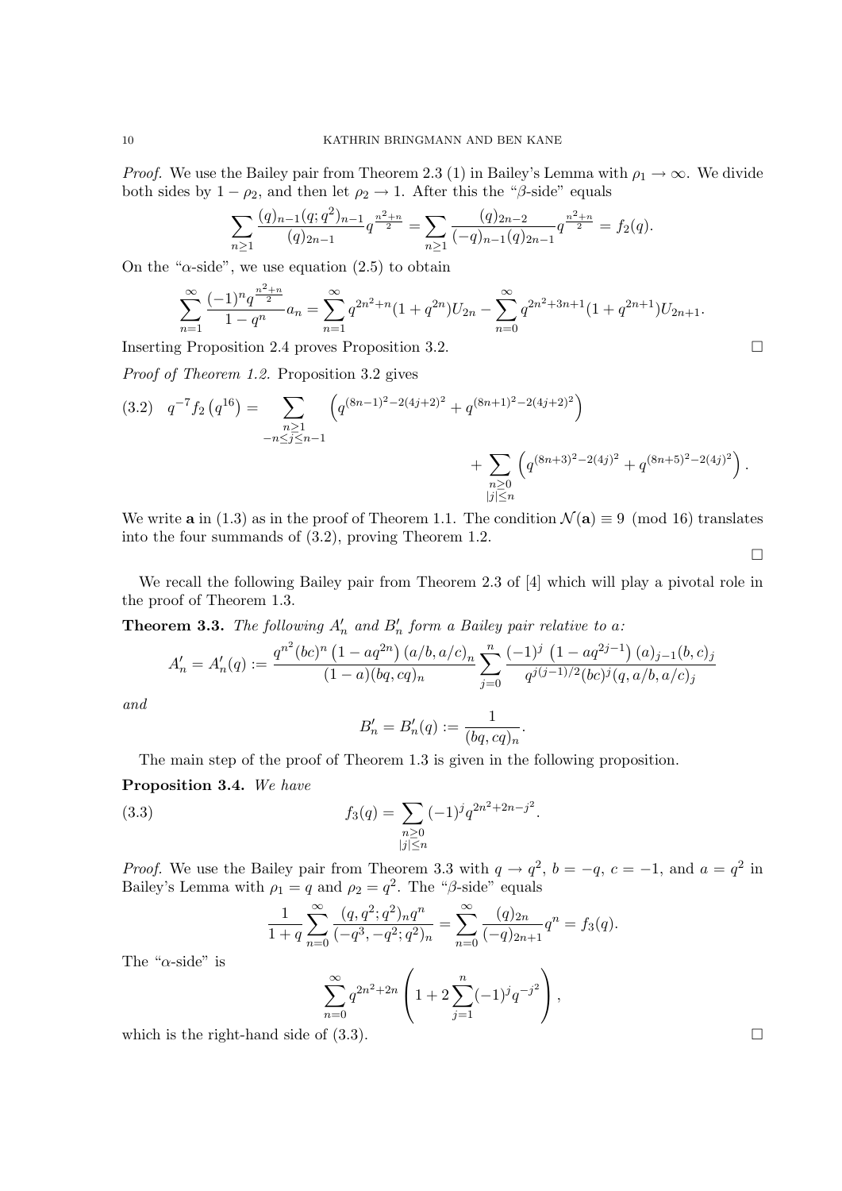*Proof.* We use the Bailey pair from Theorem 2.3 (1) in Bailey's Lemma with $\rho_1 \to \infty$. We divide both sides by $1-\rho_2$, and then let $\rho_2 \to 1$. After this the "$\beta$-side" equals

$$\sum_{n\geq 1} \frac{(q)_{n-1}(q;q^2)_{n-1}}{(q)_{2n-1}} q^{\frac{n^2+n}{2}} = \sum_{n\geq 1} \frac{(q)_{2n-2}}{(-q)_{n-1}(q)_{2n-1}} q^{\frac{n^2+n}{2}} = f_2(q).$$

On the "$\alpha$-side", we use equation (2.5) to obtain

$$\sum_{n=1}^{\infty} \frac{(-1)^n q^{\frac{n^2+n}{2}}}{1-q^n} a_n = \sum_{n=1}^{\infty} q^{2n^2+n}(1+q^{2n})U_{2n} - \sum_{n=0}^{\infty} q^{2n^2+3n+1}(1+q^{2n+1})U_{2n+1}.$$

Inserting Proposition 2.4 proves Proposition 3.2. $\square$

*Proof of Theorem 1.2.* Proposition 3.2 gives

$$(3.2) \quad q^{-7} f_2\left(q^{16}\right) = \sum_{\substack{n\geq 1 \\ -n\leq j\leq n-1}} \left(q^{(8n-1)^2-2(4j+2)^2} + q^{(8n+1)^2-2(4j+2)^2}\right) + \sum_{\substack{n\geq 0 \\ |j|\leq n}} \left(q^{(8n+3)^2-2(4j)^2} + q^{(8n+5)^2-2(4j)^2}\right).$$

We write $\mathbf{a}$ in (1.3) as in the proof of Theorem 1.1. The condition $\mathcal{N}(\mathbf{a}) \equiv 9 \pmod{16}$ translates into the four summands of (3.2), proving Theorem 1.2. $\square$

We recall the following Bailey pair from Theorem 2.3 of [4] which will play a pivotal role in the proof of Theorem 1.3.

**Theorem 3.3.** *The following $A'_n$ and $B'_n$ form a Bailey pair relative to $a$:*

$$A'_n = A'_n(q) := \frac{q^{n^2}(bc)^n\left(1-aq^{2n}\right)(a/b,a/c)_n}{(1-a)(bq,cq)_n} \sum_{j=0}^{n} \frac{(-1)^j\left(1-aq^{2j-1}\right)(a)_{j-1}(b,c)_j}{q^{j(j-1)/2}(bc)^j(q,a/b,a/c)_j}$$

*and*

$$B'_n = B'_n(q) := \frac{1}{(bq,cq)_n}.$$

The main step of the proof of Theorem 1.3 is given in the following proposition.

**Proposition 3.4.** *We have*

$$(3.3) \qquad f_3(q) = \sum_{\substack{n\geq 0 \\ |j|\leq n}} (-1)^j q^{2n^2+2n-j^2}.$$

*Proof.* We use the Bailey pair from Theorem 3.3 with $q \to q^2$, $b=-q$, $c=-1$, and $a=q^2$ in Bailey's Lemma with $\rho_1 = q$ and $\rho_2 = q^2$. The "$\beta$-side" equals

$$\frac{1}{1+q}\sum_{n=0}^{\infty} \frac{(q,q^2;q^2)_n q^n}{(-q^3,-q^2;q^2)_n} = \sum_{n=0}^{\infty} \frac{(q)_{2n}}{(-q)_{2n+1}} q^n = f_3(q).$$

The "$\alpha$-side" is

$$\sum_{n=0}^{\infty} q^{2n^2+2n}\left(1+2\sum_{j=1}^{n}(-1)^j q^{-j^2}\right),$$

which is the right-hand side of (3.3). $\square$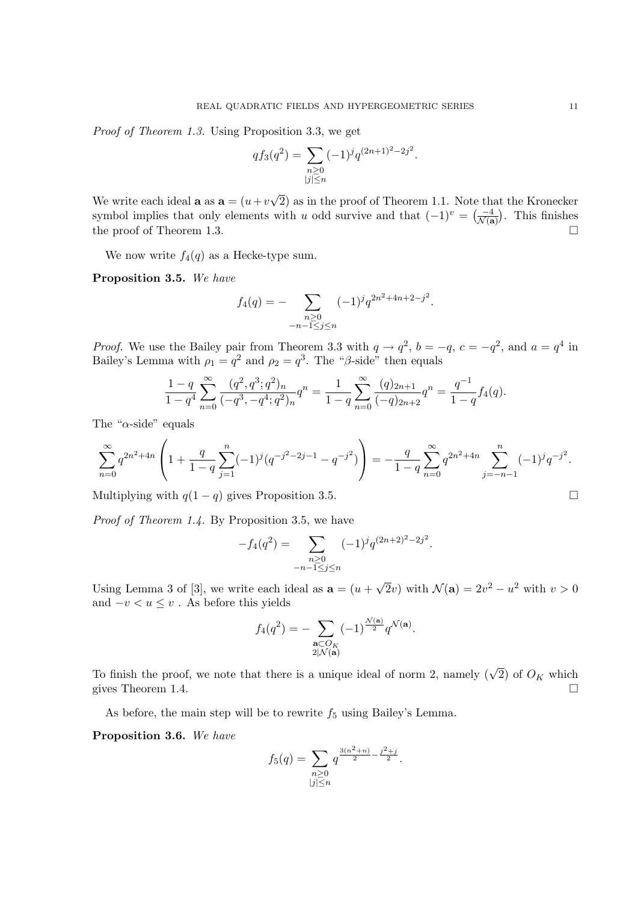*Proof of Theorem 1.3.* Using Proposition 3.3, we get

$$qf_3(q^2) = \sum_{\substack{n\geq 0 \\ |j|\leq n}} (-1)^j q^{(2n+1)^2-2j^2}.$$

We write each ideal $\mathbf{a}$ as $\mathbf{a} = (u+v\sqrt{2})$ as in the proof of Theorem 1.1. Note that the Kronecker symbol implies that only elements with $u$ odd survive and that $(-1)^v = \left(\frac{-4}{\mathcal{N}(\mathbf{a})}\right)$. This finishes the proof of Theorem 1.3. $\square$

We now write $f_4(q)$ as a Hecke-type sum.

**Proposition 3.5.** *We have*

$$f_4(q) = -\sum_{\substack{n\geq 0 \\ -n-1\leq j\leq n}} (-1)^j q^{2n^2+4n+2-j^2}.$$

*Proof.* We use the Bailey pair from Theorem 3.3 with $q \to q^2$, $b = -q$, $c = -q^2$, and $a = q^4$ in Bailey's Lemma with $\rho_1 = q^2$ and $\rho_2 = q^3$. The "$\beta$-side" then equals

$$\frac{1-q}{1-q^4}\sum_{n=0}^{\infty}\frac{(q^2,q^3;q^2)_n}{(-q^3,-q^4;q^2)_n}q^n = \frac{1}{1-q}\sum_{n=0}^{\infty}\frac{(q)_{2n+1}}{(-q)_{2n+2}}q^n = \frac{q^{-1}}{1-q}f_4(q).$$

The "$\alpha$-side" equals

$$\sum_{n=0}^{\infty} q^{2n^2+4n}\left(1+\frac{q}{1-q}\sum_{j=1}^{n}(-1)^j(q^{-j^2-2j-1}-q^{-j^2})\right) = -\frac{q}{1-q}\sum_{n=0}^{\infty}q^{2n^2+4n}\sum_{j=-n-1}^{n}(-1)^j q^{-j^2}.$$

Multiplying with $q(1-q)$ gives Proposition 3.5. $\square$

*Proof of Theorem 1.4.* By Proposition 3.5, we have

$$-f_4(q^2) = \sum_{\substack{n\geq 0 \\ -n-1\leq j\leq n}} (-1)^j q^{(2n+2)^2-2j^2}.$$

Using Lemma 3 of [3], we write each ideal as $\mathbf{a} = (u+\sqrt{2}v)$ with $\mathcal{N}(\mathbf{a}) = 2v^2 - u^2$ with $v > 0$ and $-v < u \leq v$ . As before this yields

$$f_4(q^2) = -\sum_{\substack{\mathbf{a}\subset O_K \\ 2|\mathcal{N}(\mathbf{a})}} (-1)^{\frac{\mathcal{N}(\mathbf{a})}{2}} q^{\mathcal{N}(\mathbf{a})}.$$

To finish the proof, we note that there is a unique ideal of norm 2, namely $(\sqrt{2})$ of $O_K$ which gives Theorem 1.4. $\square$

As before, the main step will be to rewrite $f_5$ using Bailey's Lemma.

**Proposition 3.6.** *We have*

$$f_5(q) = \sum_{\substack{n\geq 0 \\ |j|\leq n}} q^{\frac{3(n^2+n)}{2}-\frac{j^2+j}{2}}.$$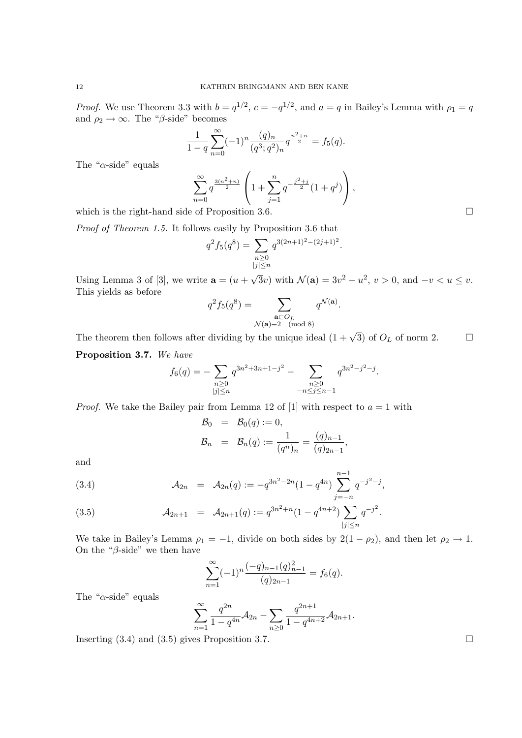*Proof.* We use Theorem 3.3 with $b = q^{1/2}$, $c = -q^{1/2}$, and $a = q$ in Bailey's Lemma with $\rho_1 = q$ and $\rho_2 \to \infty$. The "$\beta$-side" becomes

$$\frac{1}{1-q}\sum_{n=0}^{\infty}(-1)^n \frac{(q)_n}{(q^3;q^2)_n} q^{\frac{n^2+n}{2}} = f_5(q).$$

The "$\alpha$-side" equals

$$\sum_{n=0}^{\infty} q^{\frac{3(n^2+n)}{2}} \left(1 + \sum_{j=1}^{n} q^{-\frac{j^2+j}{2}}(1+q^j)\right),$$

which is the right-hand side of Proposition 3.6. $\square$

*Proof of Theorem 1.5.* It follows easily by Proposition 3.6 that

$$q^2 f_5(q^8) = \sum_{\substack{n \geq 0 \\ |j| \leq n}} q^{3(2n+1)^2 - (2j+1)^2}.$$

Using Lemma 3 of [3], we write $\mathbf{a} = (u + \sqrt{3}v)$ with $\mathcal{N}(\mathbf{a}) = 3v^2 - u^2$, $v > 0$, and $-v < u \leq v$. This yields as before

$$q^2 f_5(q^8) = \sum_{\substack{\mathbf{a} \subset O_L \\ \mathcal{N}(\mathbf{a}) \equiv 2 \pmod 8}} q^{\mathcal{N}(\mathbf{a})}.$$

The theorem then follows after dividing by the unique ideal $(1+\sqrt{3})$ of $O_L$ of norm 2. $\square$

**Proposition 3.7.** *We have*

$$f_6(q) = -\sum_{\substack{n \geq 0 \\ |j| \leq n}} q^{3n^2+3n+1-j^2} - \sum_{\substack{n \geq 0 \\ -n \leq j \leq n-1}} q^{3n^2-j^2-j}.$$

*Proof.* We take the Bailey pair from Lemma 12 of [1] with respect to $a = 1$ with

$$\begin{aligned}
\mathcal{B}_0 &= \mathcal{B}_0(q) := 0, \\
\mathcal{B}_n &= \mathcal{B}_n(q) := \frac{1}{(q^n)_n} = \frac{(q)_{n-1}}{(q)_{2n-1}},
\end{aligned}$$

and

$$\mathcal{A}_{2n} = \mathcal{A}_{2n}(q) := -q^{3n^2-2n}(1-q^{4n}) \sum_{j=-n}^{n-1} q^{-j^2-j}, \tag{3.4}$$

$$\mathcal{A}_{2n+1} = \mathcal{A}_{2n+1}(q) := q^{3n^2+n}(1-q^{4n+2}) \sum_{|j| \leq n} q^{-j^2}. \tag{3.5}$$

We take in Bailey's Lemma $\rho_1 = -1$, divide on both sides by $2(1-\rho_2)$, and then let $\rho_2 \to 1$. On the "$\beta$-side" we then have

$$\sum_{n=1}^{\infty}(-1)^n \frac{(-q)_{n-1}(q)_{n-1}^2}{(q)_{2n-1}} = f_6(q).$$

The "$\alpha$-side" equals

$$\sum_{n=1}^{\infty} \frac{q^{2n}}{1-q^{4n}} \mathcal{A}_{2n} - \sum_{n \geq 0} \frac{q^{2n+1}}{1-q^{4n+2}} \mathcal{A}_{2n+1}.$$

Inserting (3.4) and (3.5) gives Proposition 3.7. $\square$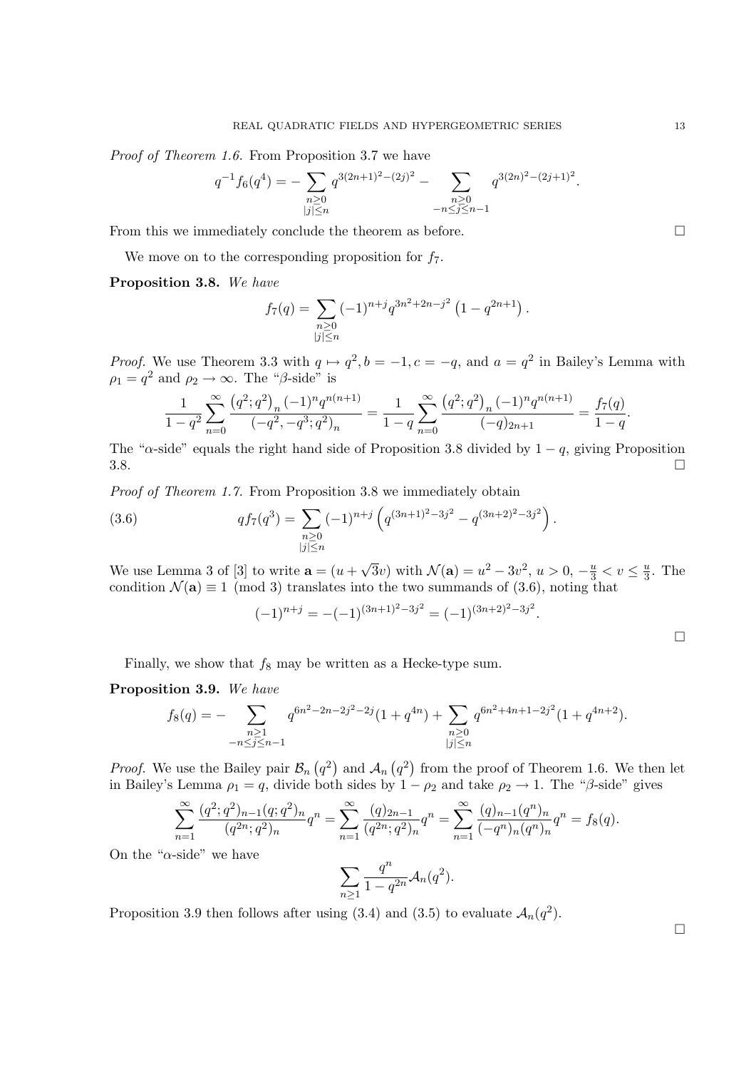*Proof of Theorem 1.6.* From Proposition 3.7 we have

$$q^{-1} f_6(q^4) = -\sum_{\substack{n\geq 0 \\ |j|\leq n}} q^{3(2n+1)^2-(2j)^2} - \sum_{\substack{n\geq 0 \\ -n\leq j\leq n-1}} q^{3(2n)^2-(2j+1)^2}.$$

From this we immediately conclude the theorem as before. □

We move on to the corresponding proposition for $f_7$.

**Proposition 3.8.** *We have*

$$f_7(q) = \sum_{\substack{n\geq 0 \\ |j|\leq n}} (-1)^{n+j} q^{3n^2+2n-j^2} \left(1-q^{2n+1}\right).$$

*Proof.* We use Theorem 3.3 with $q \mapsto q^2, b=-1, c=-q$, and $a=q^2$ in Bailey's Lemma with $\rho_1 = q^2$ and $\rho_2 \to \infty$. The "$\beta$-side" is

$$\frac{1}{1-q^2}\sum_{n=0}^{\infty} \frac{\left(q^2;q^2\right)_n (-1)^n q^{n(n+1)}}{\left(-q^2,-q^3;q^2\right)_n} = \frac{1}{1-q}\sum_{n=0}^{\infty} \frac{\left(q^2;q^2\right)_n (-1)^n q^{n(n+1)}}{(-q)_{2n+1}} = \frac{f_7(q)}{1-q}.$$

The "$\alpha$-side" equals the right hand side of Proposition 3.8 divided by $1-q$, giving Proposition 3.8. □

*Proof of Theorem 1.7.* From Proposition 3.8 we immediately obtain

$$qf_7(q^3) = \sum_{\substack{n\geq 0 \\ |j|\leq n}} (-1)^{n+j} \left(q^{(3n+1)^2-3j^2} - q^{(3n+2)^2-3j^2}\right). \tag{3.6}$$

We use Lemma 3 of [3] to write $\mathbf{a} = (u+\sqrt{3}v)$ with $\mathcal{N}(\mathbf{a}) = u^2-3v^2$, $u>0$, $-\frac{u}{3} < v \leq \frac{u}{3}$. The condition $\mathcal{N}(\mathbf{a}) \equiv 1 \pmod 3$ translates into the two summands of (3.6), noting that

$$(-1)^{n+j} = -(-1)^{(3n+1)^2-3j^2} = (-1)^{(3n+2)^2-3j^2}.$$

□

Finally, we show that $f_8$ may be written as a Hecke-type sum.

**Proposition 3.9.** *We have*

$$f_8(q) = -\sum_{\substack{n\geq 1 \\ -n\leq j\leq n-1}} q^{6n^2-2n-2j^2-2j}(1+q^{4n}) + \sum_{\substack{n\geq 0 \\ |j|\leq n}} q^{6n^2+4n+1-2j^2}(1+q^{4n+2}).$$

*Proof.* We use the Bailey pair $\mathcal{B}_n\left(q^2\right)$ and $\mathcal{A}_n\left(q^2\right)$ from the proof of Theorem 1.6. We then let in Bailey's Lemma $\rho_1 = q$, divide both sides by $1-\rho_2$ and take $\rho_2 \to 1$. The "$\beta$-side" gives

$$\sum_{n=1}^{\infty} \frac{(q^2;q^2)_{n-1}(q;q^2)_n}{(q^{2n};q^2)_n} q^n = \sum_{n=1}^{\infty} \frac{(q)_{2n-1}}{(q^{2n};q^2)_n} q^n = \sum_{n=1}^{\infty} \frac{(q)_{n-1}(q^n)_n}{(-q^n)_n (q^n)_n} q^n = f_8(q).$$

On the "$\alpha$-side" we have

$$\sum_{n\geq 1} \frac{q^n}{1-q^{2n}} \mathcal{A}_n(q^2).$$

Proposition 3.9 then follows after using (3.4) and (3.5) to evaluate $\mathcal{A}_n(q^2)$. □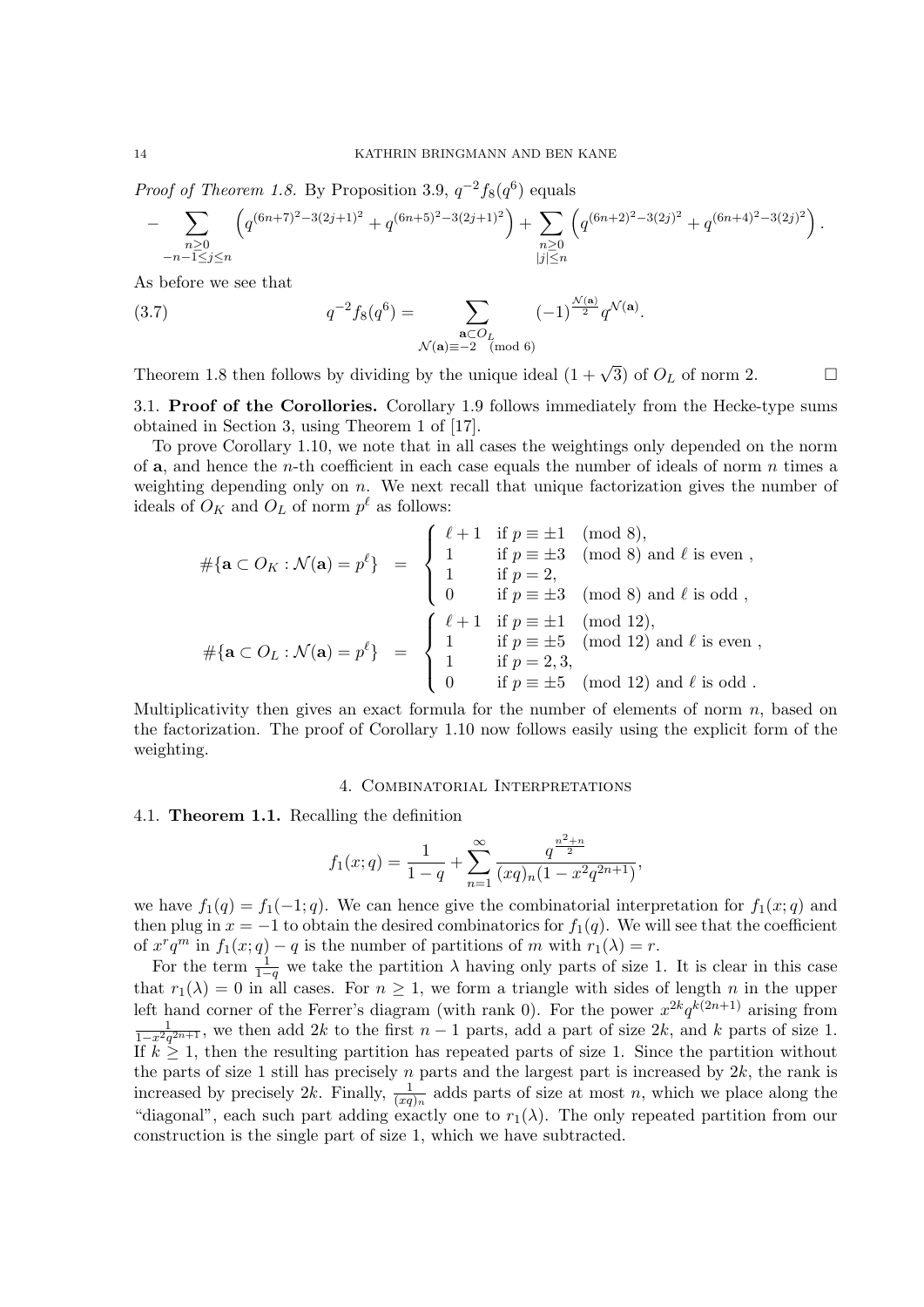*Proof of Theorem 1.8.* By Proposition 3.9, $q^{-2}f_8(q^6)$ equals

$$-\sum_{\substack{n\geq 0\\ -n-1\leq j\leq n}}\left(q^{(6n+7)^2-3(2j+1)^2}+q^{(6n+5)^2-3(2j+1)^2}\right)+\sum_{\substack{n\geq 0\\ |j|\leq n}}\left(q^{(6n+2)^2-3(2j)^2}+q^{(6n+4)^2-3(2j)^2}\right).$$

As before we see that

$$q^{-2}f_8(q^6)=\sum_{\substack{\mathbf{a}\subset O_L\\ \mathcal{N}(\mathbf{a})\equiv -2\pmod 6}}(-1)^{\frac{\mathcal{N}(\mathbf{a})}{2}}q^{\mathcal{N}(\mathbf{a})}. \tag{3.7}$$

Theorem 1.8 then follows by dividing by the unique ideal $(1+\sqrt{3})$ of $O_L$ of norm 2. $\square$

### 3.1. Proof of the Corollories.

Corollary 1.9 follows immediately from the Hecke-type sums obtained in Section 3, using Theorem 1 of [17].

To prove Corollary 1.10, we note that in all cases the weightings only depended on the norm of $\mathbf{a}$, and hence the $n$-th coefficient in each case equals the number of ideals of norm $n$ times a weighting depending only on $n$. We next recall that unique factorization gives the number of ideals of $O_K$ and $O_L$ of norm $p^\ell$ as follows:

$$\#\{\mathbf{a}\subset O_K:\mathcal{N}(\mathbf{a})=p^\ell\} = \begin{cases}\ell+1 & \text{if } p\equiv \pm 1\pmod 8,\\ 1 & \text{if } p\equiv \pm 3\pmod 8 \text{ and } \ell \text{ is even },\\ 1 & \text{if } p=2,\\ 0 & \text{if } p\equiv \pm 3\pmod 8 \text{ and } \ell \text{ is odd },\end{cases}$$

$$\#\{\mathbf{a}\subset O_L:\mathcal{N}(\mathbf{a})=p^\ell\} = \begin{cases}\ell+1 & \text{if } p\equiv \pm 1\pmod{12},\\ 1 & \text{if } p\equiv \pm 5\pmod{12} \text{ and } \ell \text{ is even },\\ 1 & \text{if } p=2,3,\\ 0 & \text{if } p\equiv \pm 5\pmod{12} \text{ and } \ell \text{ is odd }.\end{cases}$$

Multiplicativity then gives an exact formula for the number of elements of norm $n$, based on the factorization. The proof of Corollary 1.10 now follows easily using the explicit form of the weighting.

## 4. Combinatorial Interpretations

### 4.1. Theorem 1.1.

Recalling the definition

$$f_1(x;q)=\frac{1}{1-q}+\sum_{n=1}^{\infty}\frac{q^{\frac{n^2+n}{2}}}{(xq)_n(1-x^2q^{2n+1})},$$

we have $f_1(q)=f_1(-1;q)$. We can hence give the combinatorial interpretation for $f_1(x;q)$ and then plug in $x=-1$ to obtain the desired combinatorics for $f_1(q)$. We will see that the coefficient of $x^rq^m$ in $f_1(x;q)-q$ is the number of partitions of $m$ with $r_1(\lambda)=r$.

For the term $\frac{1}{1-q}$ we take the partition $\lambda$ having only parts of size 1. It is clear in this case that $r_1(\lambda)=0$ in all cases. For $n\geq 1$, we form a triangle with sides of length $n$ in the upper left hand corner of the Ferrer's diagram (with rank 0). For the power $x^{2k}q^{k(2n+1)}$ arising from $\frac{1}{1-x^2q^{2n+1}}$, we then add $2k$ to the first $n-1$ parts, add a part of size $2k$, and $k$ parts of size 1. If $k\geq 1$, then the resulting partition has repeated parts of size 1. Since the partition without the parts of size 1 still has precisely $n$ parts and the largest part is increased by $2k$, the rank is increased by precisely $2k$. Finally, $\frac{1}{(xq)_n}$ adds parts of size at most $n$, which we place along the "diagonal", each such part adding exactly one to $r_1(\lambda)$. The only repeated partition from our construction is the single part of size 1, which we have subtracted.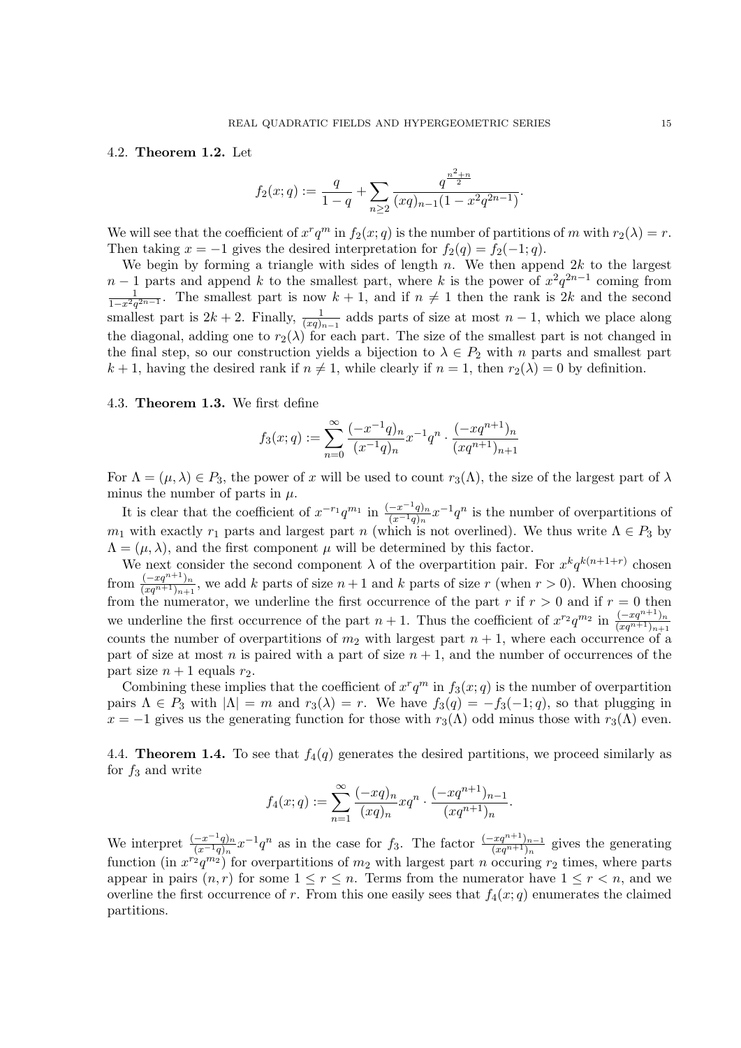### 4.2. **Theorem 1.2.**

Let

$$f_2(x;q) := \frac{q}{1-q} + \sum_{n\geq 2} \frac{q^{\frac{n^2+n}{2}}}{(xq)_{n-1}(1-x^2q^{2n-1})}.$$

We will see that the coefficient of $x^r q^m$ in $f_2(x;q)$ is the number of partitions of $m$ with $r_2(\lambda) = r$. Then taking $x = -1$ gives the desired interpretation for $f_2(q) = f_2(-1;q)$.

We begin by forming a triangle with sides of length $n$. We then append $2k$ to the largest $n-1$ parts and append $k$ to the smallest part, where $k$ is the power of $x^2q^{2n-1}$ coming from $\frac{1}{1-x^2q^{2n-1}}$. The smallest part is now $k+1$, and if $n \neq 1$ then the rank is $2k$ and the second smallest part is $2k+2$. Finally, $\frac{1}{(xq)_{n-1}}$ adds parts of size at most $n-1$, which we place along the diagonal, adding one to $r_2(\lambda)$ for each part. The size of the smallest part is not changed in the final step, so our construction yields a bijection to $\lambda \in P_2$ with $n$ parts and smallest part $k+1$, having the desired rank if $n \neq 1$, while clearly if $n = 1$, then $r_2(\lambda) = 0$ by definition.

### 4.3. **Theorem 1.3.**

We first define

$$f_3(x;q) := \sum_{n=0}^{\infty} \frac{(-x^{-1}q)_n}{(x^{-1}q)_n} x^{-1} q^n \cdot \frac{(-xq^{n+1})_n}{(xq^{n+1})_{n+1}}$$

For $\Lambda = (\mu, \lambda) \in P_3$, the power of $x$ will be used to count $r_3(\Lambda)$, the size of the largest part of $\lambda$ minus the number of parts in $\mu$.

It is clear that the coefficient of $x^{-r_1}q^{m_1}$ in $\frac{(-x^{-1}q)_n}{(x^{-1}q)_n}x^{-1}q^n$ is the number of overpartitions of $m_1$ with exactly $r_1$ parts and largest part $n$ (which is not overlined). We thus write $\Lambda \in P_3$ by $\Lambda = (\mu, \lambda)$, and the first component $\mu$ will be determined by this factor.

We next consider the second component $\lambda$ of the overpartition pair. For $x^k q^{k(n+1+r)}$ chosen from $\frac{(-xq^{n+1})_n}{(xq^{n+1})_{n+1}}$, we add $k$ parts of size $n+1$ and $k$ parts of size $r$ (when $r > 0$). When choosing from the numerator, we underline the first occurrence of the part $r$ if $r > 0$ and if $r = 0$ then we underline the first occurrence of the part $n+1$. Thus the coefficient of $x^{r_2}q^{m_2}$ in $\frac{(-xq^{n+1})_n}{(xq^{n+1})_{n+1}}$ counts the number of overpartitions of $m_2$ with largest part $n+1$, where each occurrence of a part of size at most $n$ is paired with a part of size $n+1$, and the number of occurrences of the part size $n+1$ equals $r_2$.

Combining these implies that the coefficient of $x^r q^m$ in $f_3(x;q)$ is the number of overpartition pairs $\Lambda \in P_3$ with $|\Lambda| = m$ and $r_3(\lambda) = r$. We have $f_3(q) = -f_3(-1;q)$, so that plugging in $x = -1$ gives us the generating function for those with $r_3(\Lambda)$ odd minus those with $r_3(\Lambda)$ even.

### 4.4. **Theorem 1.4.**

To see that $f_4(q)$ generates the desired partitions, we proceed similarly as for $f_3$ and write

$$f_4(x;q) := \sum_{n=1}^{\infty} \frac{(-xq)_n}{(xq)_n} xq^n \cdot \frac{(-xq^{n+1})_{n-1}}{(xq^{n+1})_n}.$$

We interpret $\frac{(-x^{-1}q)_n}{(x^{-1}q)_n}x^{-1}q^n$ as in the case for $f_3$. The factor $\frac{(-xq^{n+1})_{n-1}}{(xq^{n+1})_n}$ gives the generating function (in $x^{r_2}q^{m_2}$) for overpartitions of $m_2$ with largest part $n$ occuring $r_2$ times, where parts appear in pairs $(n, r)$ for some $1 \leq r \leq n$. Terms from the numerator have $1 \leq r < n$, and we overline the first occurrence of $r$. From this one easily sees that $f_4(x;q)$ enumerates the claimed partitions.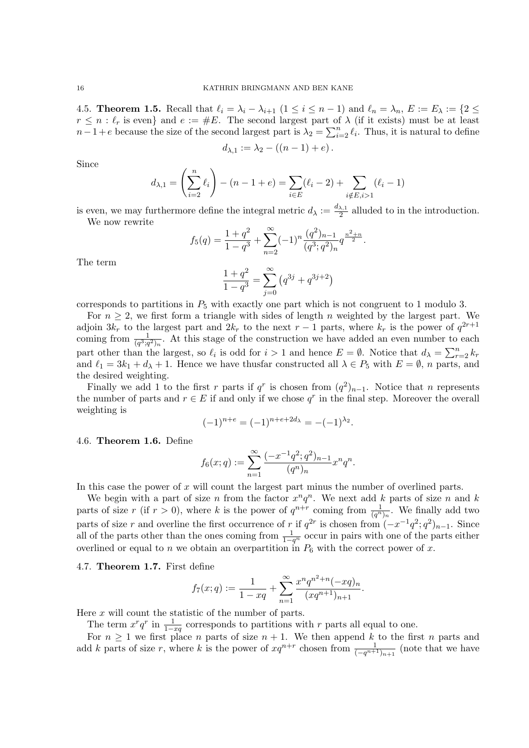4.5. **Theorem 1.5.** Recall that $\ell_i = \lambda_i - \lambda_{i+1}$ $(1 \leq i \leq n-1)$ and $\ell_n = \lambda_n$, $E := E_\lambda := \{2 \leq r \leq n : \ell_r \text{ is even}\}$ and $e := \#E$. The second largest part of $\lambda$ (if it exists) must be at least $n-1+e$ because the size of the second largest part is $\lambda_2 = \sum_{i=2}^n \ell_i$. Thus, it is natural to define

$$d_{\lambda,1} := \lambda_2 - ((n-1)+e).$$

Since

$$d_{\lambda,1} = \left(\sum_{i=2}^n \ell_i\right) - (n-1+e) = \sum_{i\in E}(\ell_i - 2) + \sum_{i\notin E, i>1}(\ell_i - 1)$$

is even, we may furthermore define the integral metric $d_\lambda := \frac{d_{\lambda,1}}{2}$ alluded to in the introduction.

We now rewrite

$$f_5(q) = \frac{1+q^2}{1-q^3} + \sum_{n=2}^\infty (-1)^n \frac{(q^2)_{n-1}}{(q^3;q^2)_n} q^{\frac{n^2+n}{2}}.$$

The term

$$\frac{1+q^2}{1-q^3} = \sum_{j=0}^\infty \left(q^{3j} + q^{3j+2}\right)$$

corresponds to partitions in $P_5$ with exactly one part which is not congruent to 1 modulo 3.

For $n \geq 2$, we first form a triangle with sides of length $n$ weighted by the largest part. We adjoin $3k_r$ to the largest part and $2k_r$ to the next $r-1$ parts, where $k_r$ is the power of $q^{2r+1}$ coming from $\frac{1}{(q^3;q^2)_n}$. At this stage of the construction we have added an even number to each part other than the largest, so $\ell_i$ is odd for $i > 1$ and hence $E = \emptyset$. Notice that $d_\lambda = \sum_{r=2}^n k_r$ and $\ell_1 = 3k_1 + d_\lambda + 1$. Hence we have thusfar constructed all $\lambda \in P_5$ with $E = \emptyset$, $n$ parts, and the desired weighting.

Finally we add 1 to the first $r$ parts if $q^r$ is chosen from $(q^2)_{n-1}$. Notice that $n$ represents the number of parts and $r \in E$ if and only if we chose $q^r$ in the final step. Moreover the overall weighting is

$$(-1)^{n+e} = (-1)^{n+e+2d_\lambda} = -(-1)^{\lambda_2}.$$

4.6. **Theorem 1.6.** Define

$$f_6(x;q) := \sum_{n=1}^\infty \frac{(-x^{-1}q^2;q^2)_{n-1}}{(q^n)_n} x^n q^n.$$

In this case the power of $x$ will count the largest part minus the number of overlined parts.

We begin with a part of size $n$ from the factor $x^n q^n$. We next add $k$ parts of size $n$ and $k$ parts of size $r$ (if $r > 0$), where $k$ is the power of $q^{n+r}$ coming from $\frac{1}{(q^n)_n}$. We finally add two parts of size $r$ and overline the first occurrence of $r$ if $q^{2r}$ is chosen from $(-x^{-1}q^2;q^2)_{n-1}$. Since all of the parts other than the ones coming from $\frac{1}{1-q^n}$ occur in pairs with one of the parts either overlined or equal to $n$ we obtain an overpartition in $P_6$ with the correct power of $x$.

4.7. **Theorem 1.7.** First define

$$f_7(x;q) := \frac{1}{1-xq} + \sum_{n=1}^\infty \frac{x^n q^{n^2+n}(-xq)_n}{(xq^{n+1})_{n+1}}.$$

Here $x$ will count the statistic of the number of parts.

The term $x^r q^r$ in $\frac{1}{1-xq}$ corresponds to partitions with $r$ parts all equal to one.

For $n \geq 1$ we first place $n$ parts of size $n+1$. We then append $k$ to the first $n$ parts and add $k$ parts of size $r$, where $k$ is the power of $xq^{n+r}$ chosen from $\frac{1}{(-q^{n+1})_{n+1}}$ (note that we have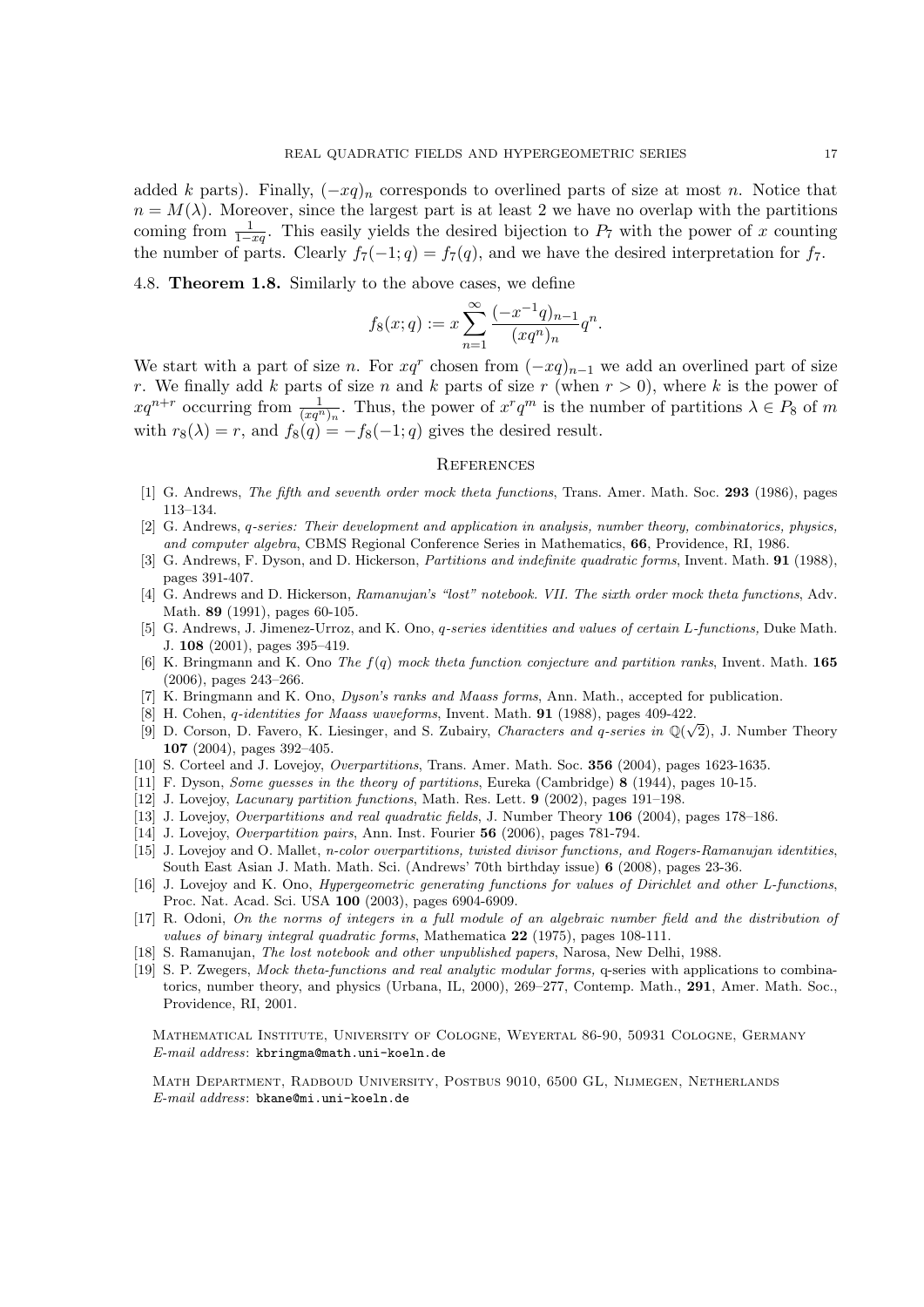added $k$ parts). Finally, $(-xq)_n$ corresponds to overlined parts of size at most $n$. Notice that $n = M(\lambda)$. Moreover, since the largest part is at least 2 we have no overlap with the partitions coming from $\frac{1}{1-xq}$. This easily yields the desired bijection to $P_7$ with the power of $x$ counting the number of parts. Clearly $f_7(-1;q) = f_7(q)$, and we have the desired interpretation for $f_7$.

4.8. **Theorem 1.8.** Similarly to the above cases, we define

$$f_8(x;q) := x \sum_{n=1}^{\infty} \frac{(-x^{-1}q)_{n-1}}{(xq^n)_n} q^n.$$

We start with a part of size $n$. For $xq^r$ chosen from $(-xq)_{n-1}$ we add an overlined part of size $r$. We finally add $k$ parts of size $n$ and $k$ parts of size $r$ (when $r > 0$), where $k$ is the power of $xq^{n+r}$ occurring from $\frac{1}{(xq^n)_n}$. Thus, the power of $x^r q^m$ is the number of partitions $\lambda \in P_8$ of $m$ with $r_8(\lambda) = r$, and $f_8(q) = -f_8(-1;q)$ gives the desired result.

## References

[1] G. Andrews, *The fifth and seventh order mock theta functions*, Trans. Amer. Math. Soc. **293** (1986), pages 113–134.

[2] G. Andrews, *q-series: Their development and application in analysis, number theory, combinatorics, physics, and computer algebra*, CBMS Regional Conference Series in Mathematics, **66**, Providence, RI, 1986.

[3] G. Andrews, F. Dyson, and D. Hickerson, *Partitions and indefinite quadratic forms*, Invent. Math. **91** (1988), pages 391-407.

[4] G. Andrews and D. Hickerson, *Ramanujan's "lost" notebook. VII. The sixth order mock theta functions*, Adv. Math. **89** (1991), pages 60-105.

[5] G. Andrews, J. Jimenez-Urroz, and K. Ono, *q-series identities and values of certain L-functions,* Duke Math. J. **108** (2001), pages 395–419.

[6] K. Bringmann and K. Ono *The $f(q)$ mock theta function conjecture and partition ranks*, Invent. Math. **165** (2006), pages 243–266.

[7] K. Bringmann and K. Ono, *Dyson's ranks and Maass forms*, Ann. Math., accepted for publication.

[8] H. Cohen, *q-identities for Maass waveforms*, Invent. Math. **91** (1988), pages 409-422.

[9] D. Corson, D. Favero, K. Liesinger, and S. Zubairy, *Characters and q-series in $\mathbb{Q}(\sqrt{2})$*, J. Number Theory **107** (2004), pages 392–405.

[10] S. Corteel and J. Lovejoy, *Overpartitions*, Trans. Amer. Math. Soc. **356** (2004), pages 1623-1635.

[11] F. Dyson, *Some guesses in the theory of partitions*, Eureka (Cambridge) **8** (1944), pages 10-15.

[12] J. Lovejoy, *Lacunary partition functions*, Math. Res. Lett. **9** (2002), pages 191–198.

[13] J. Lovejoy, *Overpartitions and real quadratic fields*, J. Number Theory **106** (2004), pages 178–186.

[14] J. Lovejoy, *Overpartition pairs*, Ann. Inst. Fourier **56** (2006), pages 781-794.

[15] J. Lovejoy and O. Mallet, *n-color overpartitions, twisted divisor functions, and Rogers-Ramanujan identities*, South East Asian J. Math. Math. Sci. (Andrews' 70th birthday issue) **6** (2008), pages 23-36.

[16] J. Lovejoy and K. Ono, *Hypergeometric generating functions for values of Dirichlet and other L-functions*, Proc. Nat. Acad. Sci. USA **100** (2003), pages 6904-6909.

[17] R. Odoni, *On the norms of integers in a full module of an algebraic number field and the distribution of values of binary integral quadratic forms*, Mathematica **22** (1975), pages 108-111.

[18] S. Ramanujan, *The lost notebook and other unpublished papers*, Narosa, New Delhi, 1988.

[19] S. P. Zwegers, *Mock theta-functions and real analytic modular forms,* q-series with applications to combinatorics, number theory, and physics (Urbana, IL, 2000), 269–277, Contemp. Math., **291**, Amer. Math. Soc., Providence, RI, 2001.

Mathematical Institute, University of Cologne, Weyertal 86-90, 50931 Cologne, Germany
*E-mail address*: kbringma@math.uni-koeln.de

Math Department, Radboud University, Postbus 9010, 6500 GL, Nijmegen, Netherlands
*E-mail address*: bkane@mi.uni-koeln.de